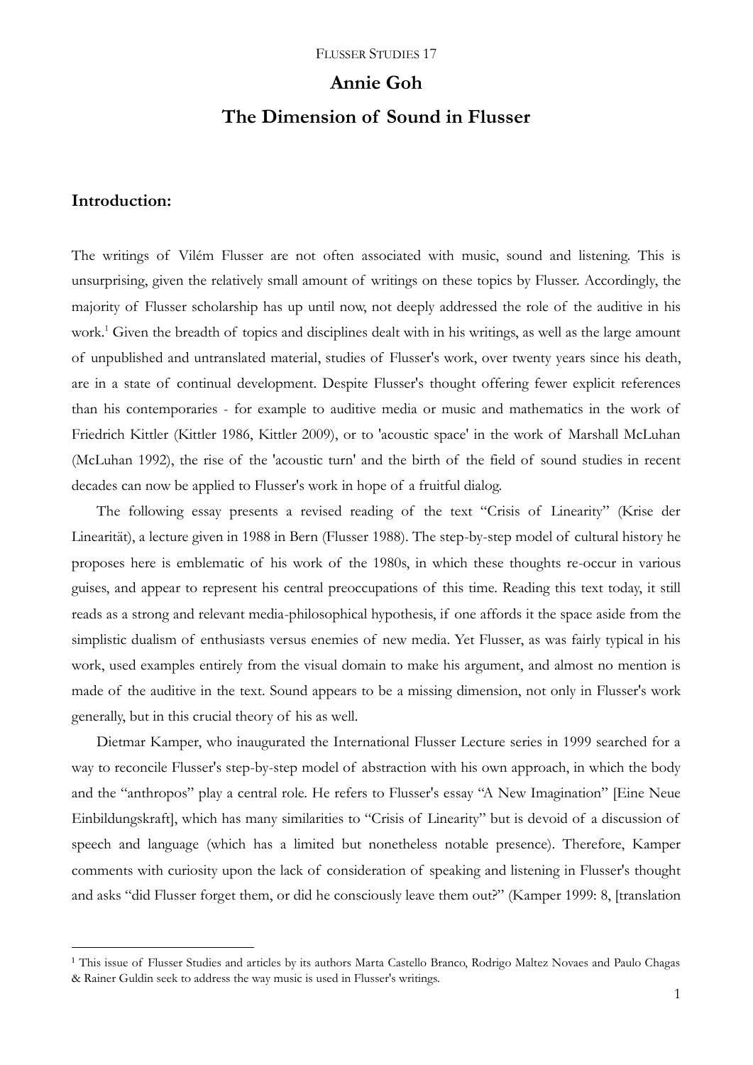# Annie Goh

# The Dimension of Sound in Flusser

## Introduction:

The writings of Vilém Flusser are not often associated with music, sound and listening. This is unsurprising, given the relatively small amount of writings on these topics by Flusser. Accordingly, the majority of Flusser scholarship has up until now, not deeply addressed the role of the auditive in his work.[1] Given the breadth of topics and disciplines dealt with in his writings, as well as the large amount of unpublished and untranslated material, studies of Flusser's work, over twenty years since his death, are in a state of continual development. Despite Flusser's thought offering fewer explicit references than his contemporaries - for example to auditive media or music and mathematics in the work of Friedrich Kittler (Kittler 1986, Kittler 2009), or to 'acoustic space' in the work of Marshall McLuhan (McLuhan 1992), the rise of the 'acoustic turn' and the birth of the field of sound studies in recent decades can now be applied to Flusser's work in hope of a fruitful dialog.

The following essay presents a revised reading of the text "Crisis of Linearity" (Krise der Linearität), a lecture given in 1988 in Bern (Flusser 1988). The step-by-step model of cultural history he proposes here is emblematic of his work of the 1980s, in which these thoughts re-occur in various guises, and appear to represent his central preoccupations of this time. Reading this text today, it still reads as a strong and relevant media-philosophical hypothesis, if one affords it the space aside from the simplistic dualism of enthusiasts versus enemies of new media. Yet Flusser, as was fairly typical in his work, used examples entirely from the visual domain to make his argument, and almost no mention is made of the auditive in the text. Sound appears to be a missing dimension, not only in Flusser's work generally, but in this crucial theory of his as well.

Dietmar Kamper, who inaugurated the International Flusser Lecture series in 1999 searched for a way to reconcile Flusser's step-by-step model of abstraction with his own approach, in which the body and the "anthropos" play a central role. He refers to Flusser's essay "A New Imagination" [Eine Neue Einbildungskraft], which has many similarities to "Crisis of Linearity" but is devoid of a discussion of speech and language (which has a limited but nonetheless notable presence). Therefore, Kamper comments with curiosity upon the lack of consideration of speaking and listening in Flusser's thought and asks "did Flusser forget them, or did he consciously leave them out?" (Kamper 1999: 8, [translation

[1] This issue of Flusser Studies and articles by its authors Marta Castello Branco, Rodrigo Maltez Novaes and Paulo Chagas & Rainer Guldin seek to address the way music is used in Flusser's writings.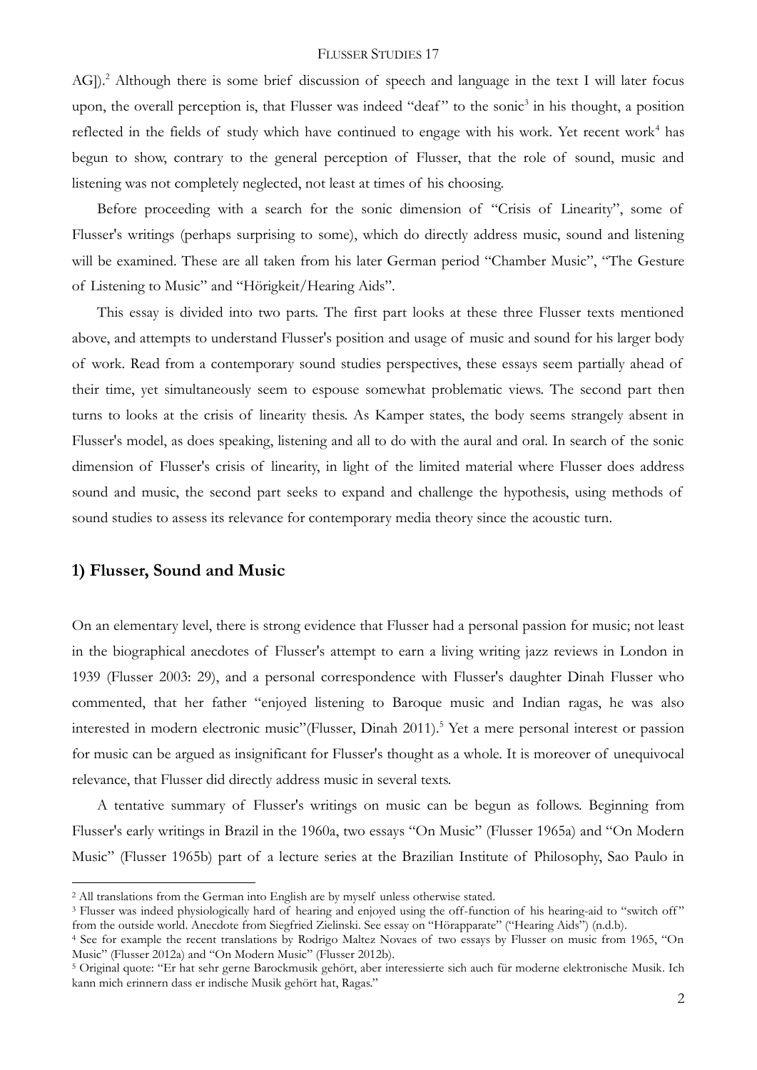AG]).[2] Although there is some brief discussion of speech and language in the text I will later focus upon, the overall perception is, that Flusser was indeed "deaf" to the sonic[3] in his thought, a position reflected in the fields of study which have continued to engage with his work. Yet recent work[4] has begun to show, contrary to the general perception of Flusser, that the role of sound, music and listening was not completely neglected, not least at times of his choosing.

Before proceeding with a search for the sonic dimension of "Crisis of Linearity", some of Flusser's writings (perhaps surprising to some), which do directly address music, sound and listening will be examined. These are all taken from his later German period "Chamber Music", "The Gesture of Listening to Music" and "Hörigkeit/Hearing Aids".

This essay is divided into two parts. The first part looks at these three Flusser texts mentioned above, and attempts to understand Flusser's position and usage of music and sound for his larger body of work. Read from a contemporary sound studies perspectives, these essays seem partially ahead of their time, yet simultaneously seem to espouse somewhat problematic views. The second part then turns to looks at the crisis of linearity thesis. As Kamper states, the body seems strangely absent in Flusser's model, as does speaking, listening and all to do with the aural and oral. In search of the sonic dimension of Flusser's crisis of linearity, in light of the limited material where Flusser does address sound and music, the second part seeks to expand and challenge the hypothesis, using methods of sound studies to assess its relevance for contemporary media theory since the acoustic turn.

## 1) Flusser, Sound and Music

On an elementary level, there is strong evidence that Flusser had a personal passion for music; not least in the biographical anecdotes of Flusser's attempt to earn a living writing jazz reviews in London in 1939 (Flusser 2003: 29), and a personal correspondence with Flusser's daughter Dinah Flusser who commented, that her father "enjoyed listening to Baroque music and Indian ragas, he was also interested in modern electronic music"(Flusser, Dinah 2011).[5] Yet a mere personal interest or passion for music can be argued as insignificant for Flusser's thought as a whole. It is moreover of unequivocal relevance, that Flusser did directly address music in several texts.

A tentative summary of Flusser's writings on music can be begun as follows. Beginning from Flusser's early writings in Brazil in the 1960a, two essays "On Music" (Flusser 1965a) and "On Modern Music" (Flusser 1965b) part of a lecture series at the Brazilian Institute of Philosophy, Sao Paulo in

---

[2] All translations from the German into English are by myself unless otherwise stated.

[3] Flusser was indeed physiologically hard of hearing and enjoyed using the off-function of his hearing-aid to "switch off" from the outside world. Anecdote from Siegfried Zielinski. See essay on "Hörapparate" ("Hearing Aids") (n.d.b).

[4] See for example the recent translations by Rodrigo Maltez Novaes of two essays by Flusser on music from 1965, "On Music" (Flusser 2012a) and "On Modern Music" (Flusser 2012b).

[5] Original quote: "Er hat sehr gerne Barockmusik gehört, aber interessierte sich auch für moderne elektronische Musik. Ich kann mich erinnern dass er indische Musik gehört hat, Ragas."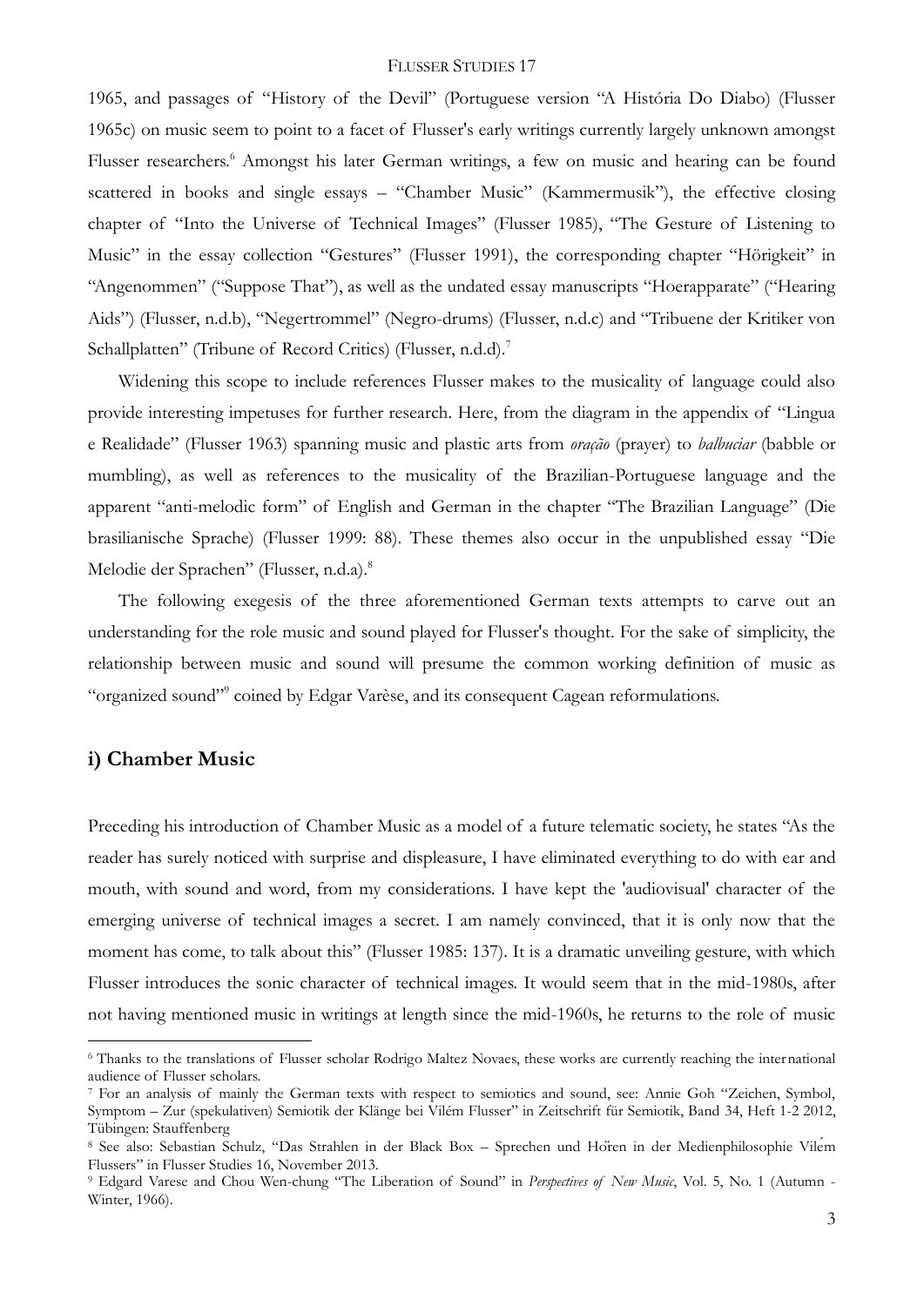1965, and passages of "History of the Devil" (Portuguese version "A História Do Diabo) (Flusser 1965c) on music seem to point to a facet of Flusser's early writings currently largely unknown amongst Flusser researchers.[6] Amongst his later German writings, a few on music and hearing can be found scattered in books and single essays – "Chamber Music" (Kammermusik"), the effective closing chapter of "Into the Universe of Technical Images" (Flusser 1985), "The Gesture of Listening to Music" in the essay collection "Gestures" (Flusser 1991), the corresponding chapter "Hörigkeit" in "Angenommen" ("Suppose That"), as well as the undated essay manuscripts "Hoerapparate" ("Hearing Aids") (Flusser, n.d.b), "Negertrommel" (Negro-drums) (Flusser, n.d.c) and "Tribuene der Kritiker von Schallplatten" (Tribune of Record Critics) (Flusser, n.d.d).[7]

Widening this scope to include references Flusser makes to the musicality of language could also provide interesting impetuses for further research. Here, from the diagram in the appendix of "Lingua e Realidade" (Flusser 1963) spanning music and plastic arts from *oração* (prayer) to *balbuciar* (babble or mumbling), as well as references to the musicality of the Brazilian-Portuguese language and the apparent "anti-melodic form" of English and German in the chapter "The Brazilian Language" (Die brasilianische Sprache) (Flusser 1999: 88). These themes also occur in the unpublished essay "Die Melodie der Sprachen" (Flusser, n.d.a).[8]

The following exegesis of the three aforementioned German texts attempts to carve out an understanding for the role music and sound played for Flusser's thought. For the sake of simplicity, the relationship between music and sound will presume the common working definition of music as "organized sound"[9] coined by Edgar Varèse, and its consequent Cagean reformulations.

## i) Chamber Music

Preceding his introduction of Chamber Music as a model of a future telematic society, he states "As the reader has surely noticed with surprise and displeasure, I have eliminated everything to do with ear and mouth, with sound and word, from my considerations. I have kept the 'audiovisual' character of the emerging universe of technical images a secret. I am namely convinced, that it is only now that the moment has come, to talk about this" (Flusser 1985: 137). It is a dramatic unveiling gesture, with which Flusser introduces the sonic character of technical images. It would seem that in the mid-1980s, after not having mentioned music in writings at length since the mid-1960s, he returns to the role of music

---

[6] Thanks to the translations of Flusser scholar Rodrigo Maltez Novaes, these works are currently reaching the international audience of Flusser scholars.

[7] For an analysis of mainly the German texts with respect to semiotics and sound, see: Annie Goh "Zeichen, Symbol, Symptom – Zur (spekulativen) Semiotik der Klänge bei Vilém Flusser" in Zeitschrift für Semiotik, Band 34, Heft 1-2 2012, Tübingen: Stauffenberg

[8] See also: Sebastian Schulz, "Das Strahlen in der Black Box – Sprechen und Hören in der Medienphilosophie Vilém Flussers" in Flusser Studies 16, November 2013.

[9] Edgard Varese and Chou Wen-chung "The Liberation of Sound" in *Perspectives of New Music*, Vol. 5, No. 1 (Autumn - Winter, 1966).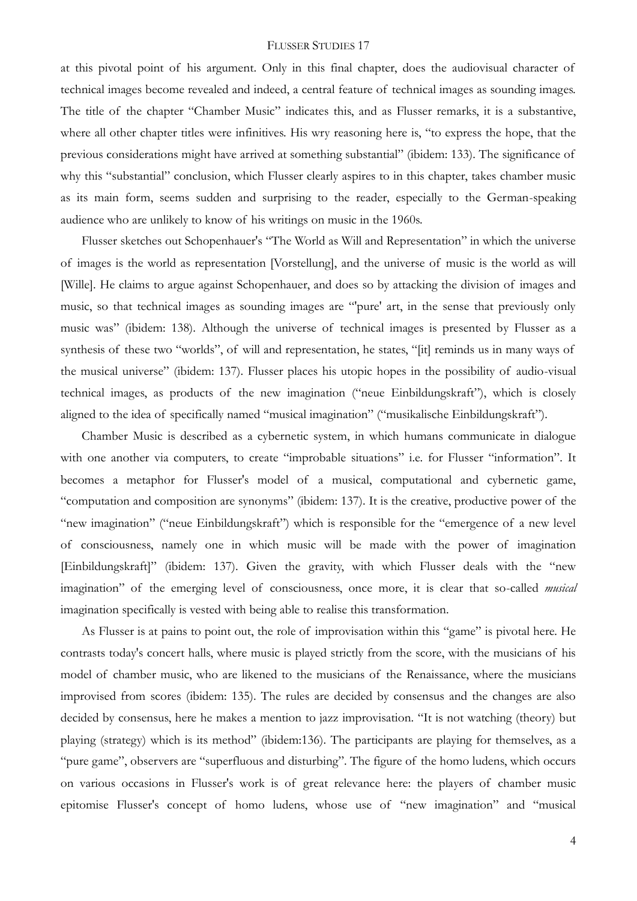at this pivotal point of his argument. Only in this final chapter, does the audiovisual character of technical images become revealed and indeed, a central feature of technical images as sounding images. The title of the chapter "Chamber Music" indicates this, and as Flusser remarks, it is a substantive, where all other chapter titles were infinitives. His wry reasoning here is, "to express the hope, that the previous considerations might have arrived at something substantial" (ibidem: 133). The significance of why this "substantial" conclusion, which Flusser clearly aspires to in this chapter, takes chamber music as its main form, seems sudden and surprising to the reader, especially to the German-speaking audience who are unlikely to know of his writings on music in the 1960s.

Flusser sketches out Schopenhauer's "The World as Will and Representation" in which the universe of images is the world as representation [Vorstellung], and the universe of music is the world as will [Wille]. He claims to argue against Schopenhauer, and does so by attacking the division of images and music, so that technical images as sounding images are "'pure' art, in the sense that previously only music was" (ibidem: 138). Although the universe of technical images is presented by Flusser as a synthesis of these two "worlds", of will and representation, he states, "[it] reminds us in many ways of the musical universe" (ibidem: 137). Flusser places his utopic hopes in the possibility of audio-visual technical images, as products of the new imagination ("neue Einbildungskraft"), which is closely aligned to the idea of specifically named "musical imagination" ("musikalische Einbildungskraft").

Chamber Music is described as a cybernetic system, in which humans communicate in dialogue with one another via computers, to create "improbable situations" i.e. for Flusser "information". It becomes a metaphor for Flusser's model of a musical, computational and cybernetic game, "computation and composition are synonyms" (ibidem: 137). It is the creative, productive power of the "new imagination" ("neue Einbildungskraft") which is responsible for the "emergence of a new level of consciousness, namely one in which music will be made with the power of imagination [Einbildungskraft]" (ibidem: 137). Given the gravity, with which Flusser deals with the "new imagination" of the emerging level of consciousness, once more, it is clear that so-called *musical* imagination specifically is vested with being able to realise this transformation.

As Flusser is at pains to point out, the role of improvisation within this "game" is pivotal here. He contrasts today's concert halls, where music is played strictly from the score, with the musicians of his model of chamber music, who are likened to the musicians of the Renaissance, where the musicians improvised from scores (ibidem: 135). The rules are decided by consensus and the changes are also decided by consensus, here he makes a mention to jazz improvisation. "It is not watching (theory) but playing (strategy) which is its method" (ibidem:136). The participants are playing for themselves, as a "pure game", observers are "superfluous and disturbing". The figure of the homo ludens, which occurs on various occasions in Flusser's work is of great relevance here: the players of chamber music epitomise Flusser's concept of homo ludens, whose use of "new imagination" and "musical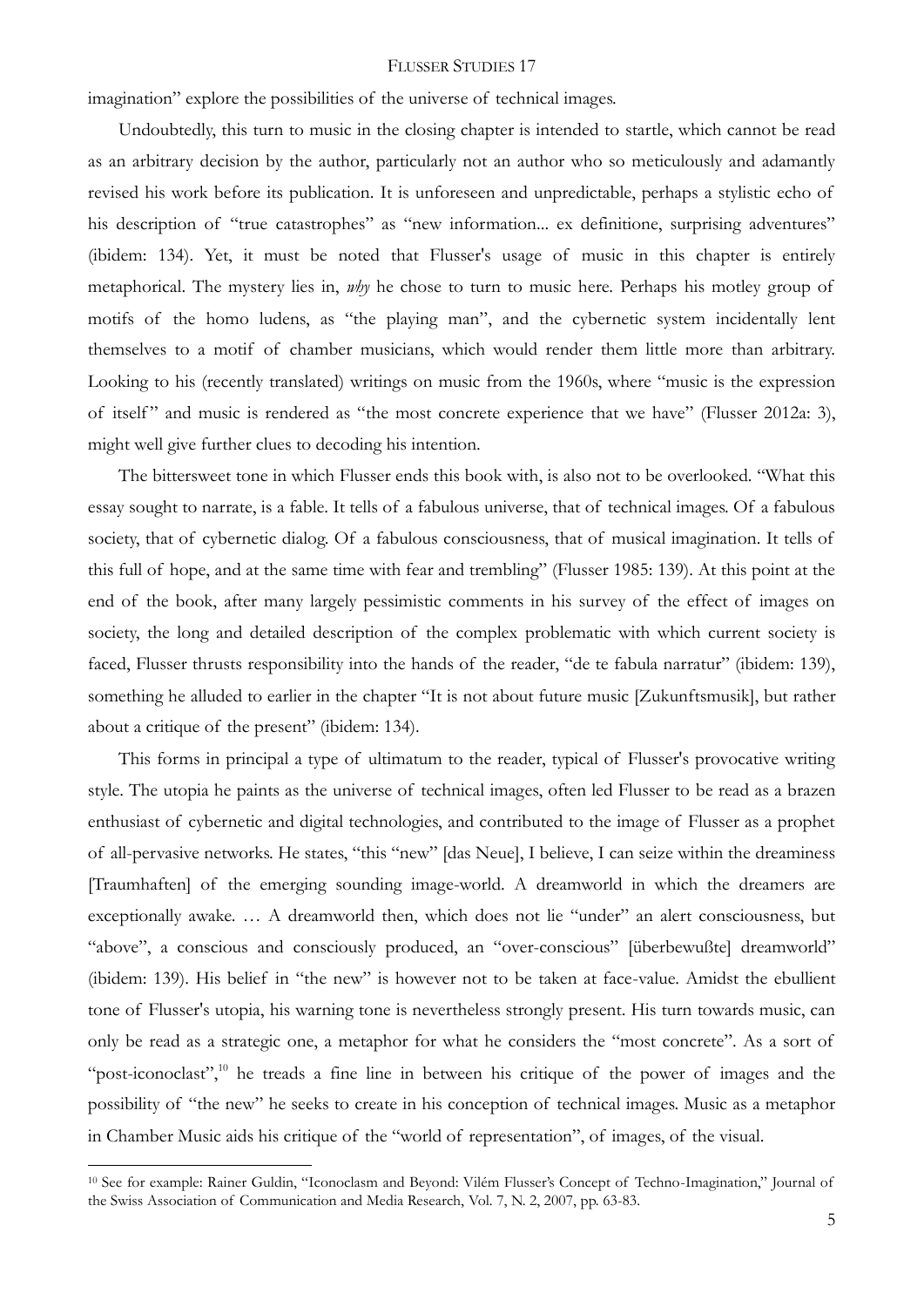imagination" explore the possibilities of the universe of technical images.

Undoubtedly, this turn to music in the closing chapter is intended to startle, which cannot be read as an arbitrary decision by the author, particularly not an author who so meticulously and adamantly revised his work before its publication. It is unforeseen and unpredictable, perhaps a stylistic echo of his description of "true catastrophes" as "new information... ex definitione, surprising adventures" (ibidem: 134). Yet, it must be noted that Flusser's usage of music in this chapter is entirely metaphorical. The mystery lies in, *why* he chose to turn to music here. Perhaps his motley group of motifs of the homo ludens, as "the playing man", and the cybernetic system incidentally lent themselves to a motif of chamber musicians, which would render them little more than arbitrary. Looking to his (recently translated) writings on music from the 1960s, where "music is the expression of itself" and music is rendered as "the most concrete experience that we have" (Flusser 2012a: 3), might well give further clues to decoding his intention.

The bittersweet tone in which Flusser ends this book with, is also not to be overlooked. "What this essay sought to narrate, is a fable. It tells of a fabulous universe, that of technical images. Of a fabulous society, that of cybernetic dialog. Of a fabulous consciousness, that of musical imagination. It tells of this full of hope, and at the same time with fear and trembling" (Flusser 1985: 139). At this point at the end of the book, after many largely pessimistic comments in his survey of the effect of images on society, the long and detailed description of the complex problematic with which current society is faced, Flusser thrusts responsibility into the hands of the reader, "de te fabula narratur" (ibidem: 139), something he alluded to earlier in the chapter "It is not about future music [Zukunftsmusik], but rather about a critique of the present" (ibidem: 134).

This forms in principal a type of ultimatum to the reader, typical of Flusser's provocative writing style. The utopia he paints as the universe of technical images, often led Flusser to be read as a brazen enthusiast of cybernetic and digital technologies, and contributed to the image of Flusser as a prophet of all-pervasive networks. He states, "this "new" [das Neue], I believe, I can seize within the dreaminess [Traumhaften] of the emerging sounding image-world. A dreamworld in which the dreamers are exceptionally awake. … A dreamworld then, which does not lie "under" an alert consciousness, but "above", a conscious and consciously produced, an "over-conscious" [überbewußte] dreamworld" (ibidem: 139). His belief in "the new" is however not to be taken at face-value. Amidst the ebullient tone of Flusser's utopia, his warning tone is nevertheless strongly present. His turn towards music, can only be read as a strategic one, a metaphor for what he considers the "most concrete". As a sort of "post-iconoclast",[10] he treads a fine line in between his critique of the power of images and the possibility of "the new" he seeks to create in his conception of technical images. Music as a metaphor in Chamber Music aids his critique of the "world of representation", of images, of the visual.

---

[10] See for example: Rainer Guldin, "Iconoclasm and Beyond: Vilém Flusser's Concept of Techno-Imagination," Journal of the Swiss Association of Communication and Media Research, Vol. 7, N. 2, 2007, pp. 63-83.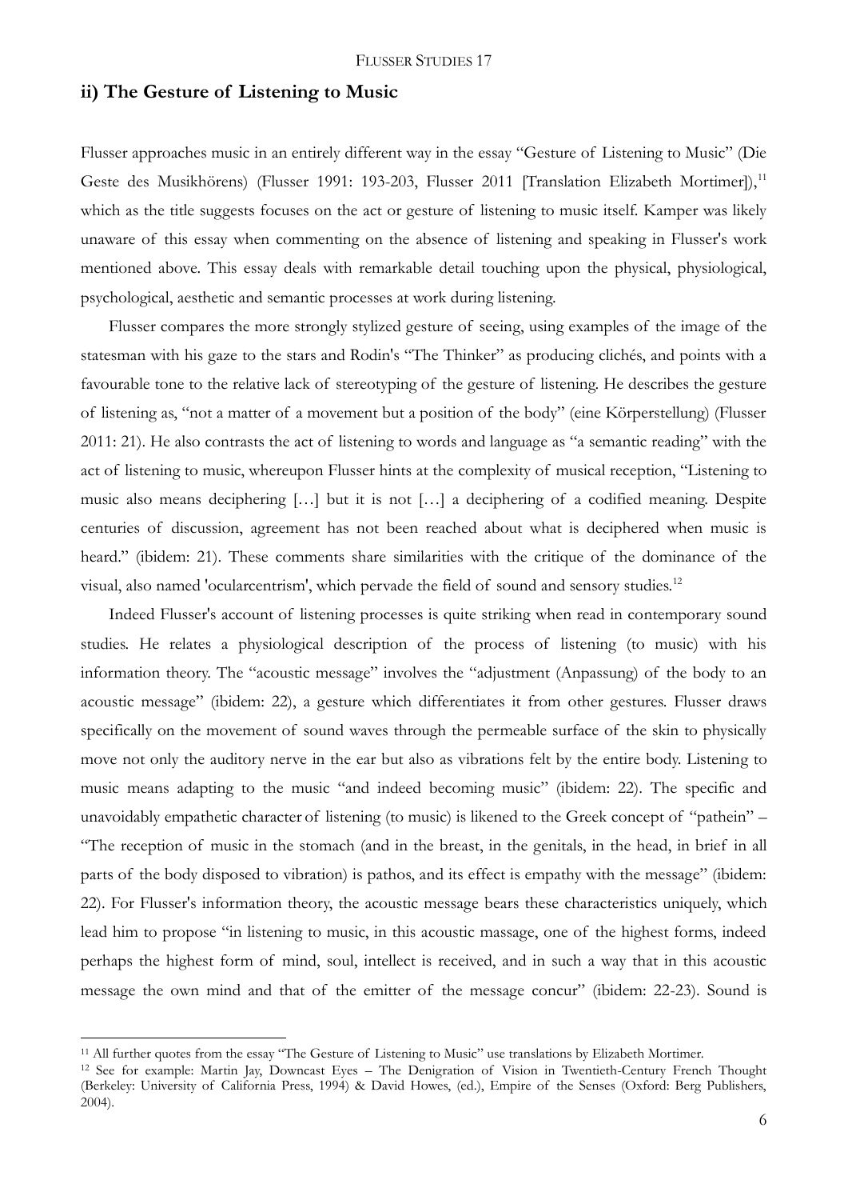## ii) The Gesture of Listening to Music

Flusser approaches music in an entirely different way in the essay "Gesture of Listening to Music" (Die Geste des Musikhörens) (Flusser 1991: 193-203, Flusser 2011 [Translation Elizabeth Mortimer]),[11] which as the title suggests focuses on the act or gesture of listening to music itself. Kamper was likely unaware of this essay when commenting on the absence of listening and speaking in Flusser's work mentioned above. This essay deals with remarkable detail touching upon the physical, physiological, psychological, aesthetic and semantic processes at work during listening.

Flusser compares the more strongly stylized gesture of seeing, using examples of the image of the statesman with his gaze to the stars and Rodin's "The Thinker" as producing clichés, and points with a favourable tone to the relative lack of stereotyping of the gesture of listening. He describes the gesture of listening as, "not a matter of a movement but a position of the body" (eine Körperstellung) (Flusser 2011: 21). He also contrasts the act of listening to words and language as "a semantic reading" with the act of listening to music, whereupon Flusser hints at the complexity of musical reception, "Listening to music also means deciphering […] but it is not […] a deciphering of a codified meaning. Despite centuries of discussion, agreement has not been reached about what is deciphered when music is heard." (ibidem: 21). These comments share similarities with the critique of the dominance of the visual, also named 'ocularcentrism', which pervade the field of sound and sensory studies.[12]

Indeed Flusser's account of listening processes is quite striking when read in contemporary sound studies. He relates a physiological description of the process of listening (to music) with his information theory. The "acoustic message" involves the "adjustment (Anpassung) of the body to an acoustic message" (ibidem: 22), a gesture which differentiates it from other gestures. Flusser draws specifically on the movement of sound waves through the permeable surface of the skin to physically move not only the auditory nerve in the ear but also as vibrations felt by the entire body. Listening to music means adapting to the music "and indeed becoming music" (ibidem: 22). The specific and unavoidably empathetic character of listening (to music) is likened to the Greek concept of "pathein" – "The reception of music in the stomach (and in the breast, in the genitals, in the head, in brief in all parts of the body disposed to vibration) is pathos, and its effect is empathy with the message" (ibidem: 22). For Flusser's information theory, the acoustic message bears these characteristics uniquely, which lead him to propose "in listening to music, in this acoustic massage, one of the highest forms, indeed perhaps the highest form of mind, soul, intellect is received, and in such a way that in this acoustic message the own mind and that of the emitter of the message concur" (ibidem: 22-23). Sound is

---

[11] All further quotes from the essay "The Gesture of Listening to Music" use translations by Elizabeth Mortimer.

[12] See for example: Martin Jay, Downcast Eyes – The Denigration of Vision in Twentieth-Century French Thought (Berkeley: University of California Press, 1994) & David Howes, (ed.), Empire of the Senses (Oxford: Berg Publishers, 2004).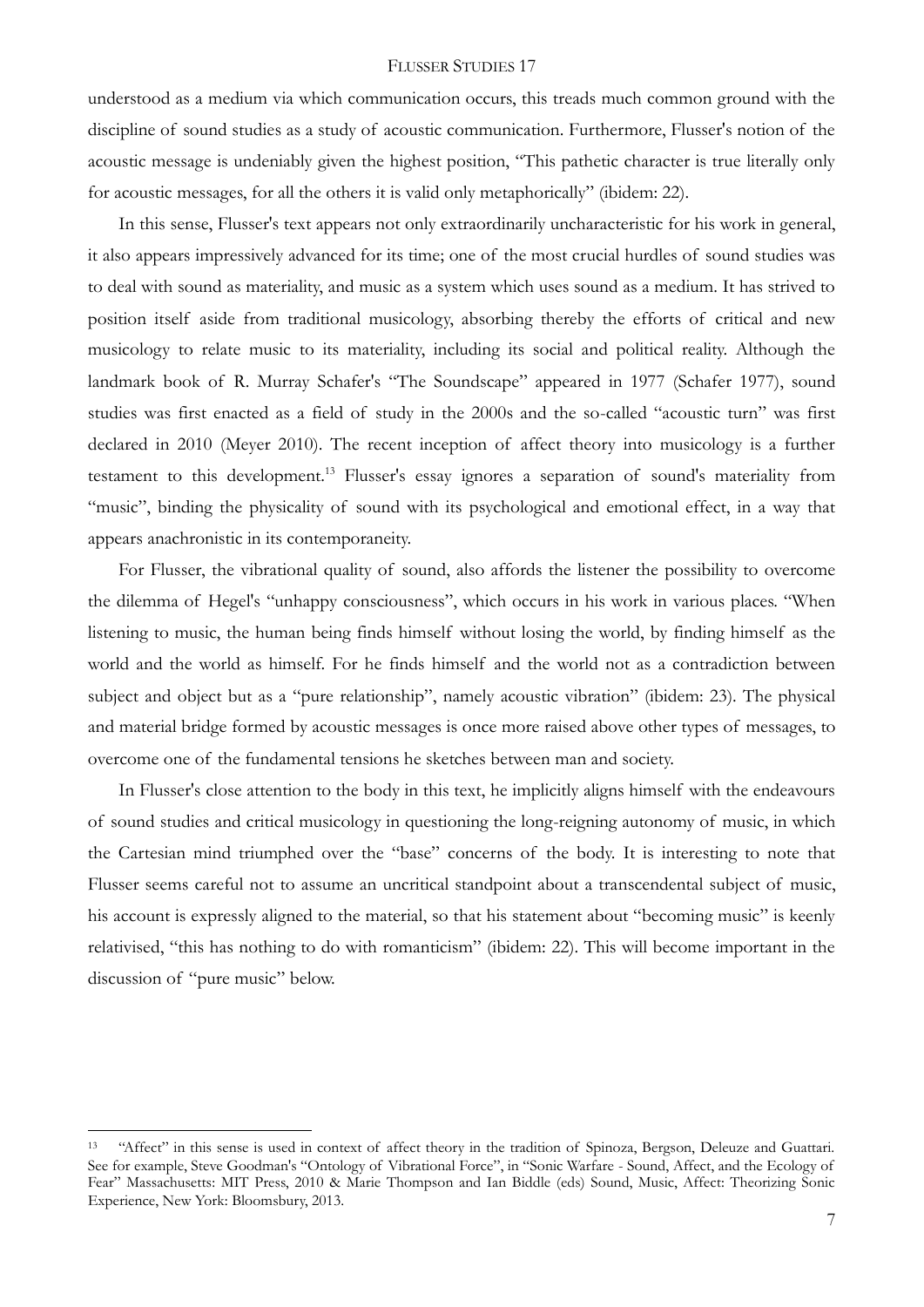understood as a medium via which communication occurs, this treads much common ground with the discipline of sound studies as a study of acoustic communication. Furthermore, Flusser's notion of the acoustic message is undeniably given the highest position, "This pathetic character is true literally only for acoustic messages, for all the others it is valid only metaphorically" (ibidem: 22).

In this sense, Flusser's text appears not only extraordinarily uncharacteristic for his work in general, it also appears impressively advanced for its time; one of the most crucial hurdles of sound studies was to deal with sound as materiality, and music as a system which uses sound as a medium. It has strived to position itself aside from traditional musicology, absorbing thereby the efforts of critical and new musicology to relate music to its materiality, including its social and political reality. Although the landmark book of R. Murray Schafer's "The Soundscape" appeared in 1977 (Schafer 1977), sound studies was first enacted as a field of study in the 2000s and the so-called "acoustic turn" was first declared in 2010 (Meyer 2010). The recent inception of affect theory into musicology is a further testament to this development.[13] Flusser's essay ignores a separation of sound's materiality from "music", binding the physicality of sound with its psychological and emotional effect, in a way that appears anachronistic in its contemporaneity.

For Flusser, the vibrational quality of sound, also affords the listener the possibility to overcome the dilemma of Hegel's "unhappy consciousness", which occurs in his work in various places. "When listening to music, the human being finds himself without losing the world, by finding himself as the world and the world as himself. For he finds himself and the world not as a contradiction between subject and object but as a "pure relationship", namely acoustic vibration" (ibidem: 23). The physical and material bridge formed by acoustic messages is once more raised above other types of messages, to overcome one of the fundamental tensions he sketches between man and society.

In Flusser's close attention to the body in this text, he implicitly aligns himself with the endeavours of sound studies and critical musicology in questioning the long-reigning autonomy of music, in which the Cartesian mind triumphed over the "base" concerns of the body. It is interesting to note that Flusser seems careful not to assume an uncritical standpoint about a transcendental subject of music, his account is expressly aligned to the material, so that his statement about "becoming music" is keenly relativised, "this has nothing to do with romanticism" (ibidem: 22). This will become important in the discussion of "pure music" below.

---

[13] "Affect" in this sense is used in context of affect theory in the tradition of Spinoza, Bergson, Deleuze and Guattari. See for example, Steve Goodman's "Ontology of Vibrational Force", in "Sonic Warfare - Sound, Affect, and the Ecology of Fear" Massachusetts: MIT Press, 2010 & Marie Thompson and Ian Biddle (eds) Sound, Music, Affect: Theorizing Sonic Experience, New York: Bloomsbury, 2013.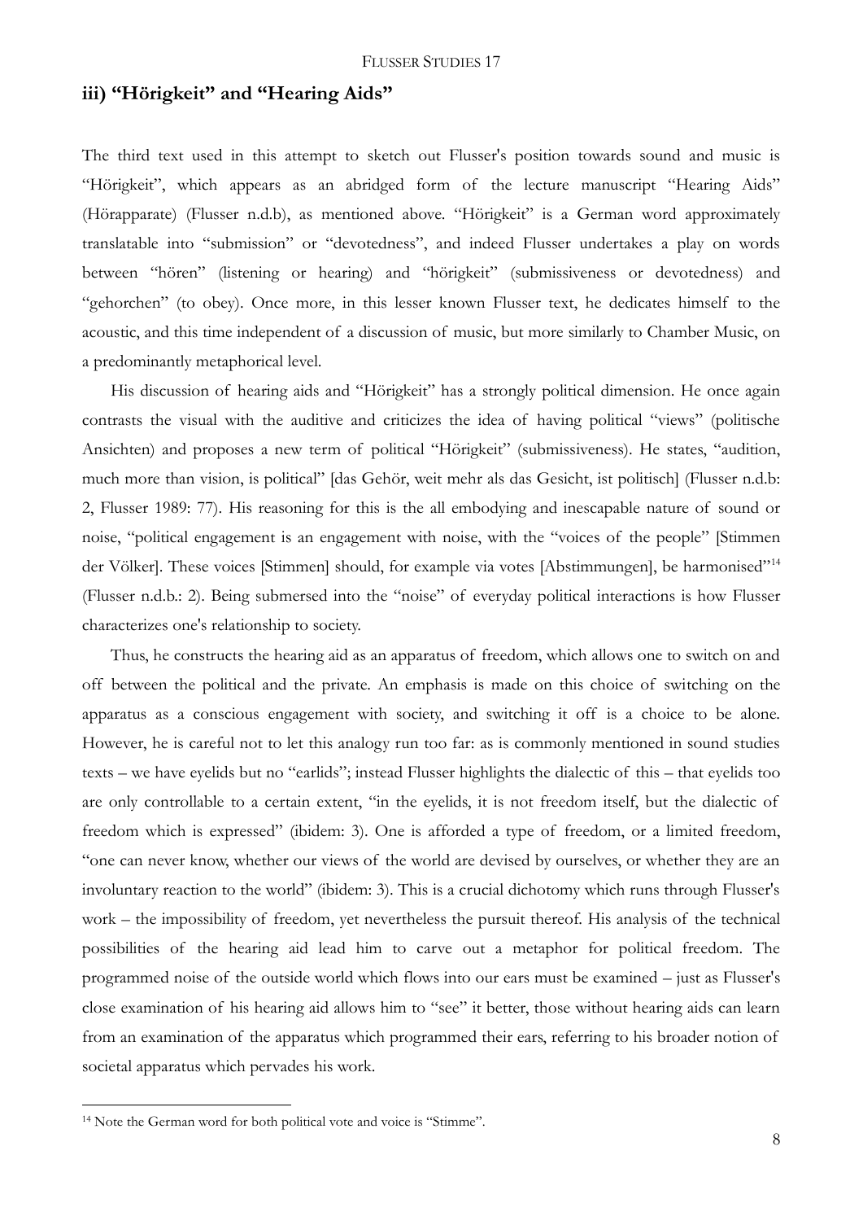### iii) "Hörigkeit" and "Hearing Aids"

The third text used in this attempt to sketch out Flusser's position towards sound and music is "Hörigkeit", which appears as an abridged form of the lecture manuscript "Hearing Aids" (Hörapparate) (Flusser n.d.b), as mentioned above. "Hörigkeit" is a German word approximately translatable into "submission" or "devotedness", and indeed Flusser undertakes a play on words between "hören" (listening or hearing) and "hörigkeit" (submissiveness or devotedness) and "gehorchen" (to obey). Once more, in this lesser known Flusser text, he dedicates himself to the acoustic, and this time independent of a discussion of music, but more similarly to Chamber Music, on a predominantly metaphorical level.

His discussion of hearing aids and "Hörigkeit" has a strongly political dimension. He once again contrasts the visual with the auditive and criticizes the idea of having political "views" (politische Ansichten) and proposes a new term of political "Hörigkeit" (submissiveness). He states, "audition, much more than vision, is political" [das Gehör, weit mehr als das Gesicht, ist politisch] (Flusser n.d.b: 2, Flusser 1989: 77). His reasoning for this is the all embodying and inescapable nature of sound or noise, "political engagement is an engagement with noise, with the "voices of the people" [Stimmen der Völker]. These voices [Stimmen] should, for example via votes [Abstimmungen], be harmonised"[14] (Flusser n.d.b.: 2). Being submersed into the "noise" of everyday political interactions is how Flusser characterizes one's relationship to society.

Thus, he constructs the hearing aid as an apparatus of freedom, which allows one to switch on and off between the political and the private. An emphasis is made on this choice of switching on the apparatus as a conscious engagement with society, and switching it off is a choice to be alone. However, he is careful not to let this analogy run too far: as is commonly mentioned in sound studies texts – we have eyelids but no "earlids"; instead Flusser highlights the dialectic of this – that eyelids too are only controllable to a certain extent, "in the eyelids, it is not freedom itself, but the dialectic of freedom which is expressed" (ibidem: 3). One is afforded a type of freedom, or a limited freedom, "one can never know, whether our views of the world are devised by ourselves, or whether they are an involuntary reaction to the world" (ibidem: 3). This is a crucial dichotomy which runs through Flusser's work – the impossibility of freedom, yet nevertheless the pursuit thereof. His analysis of the technical possibilities of the hearing aid lead him to carve out a metaphor for political freedom. The programmed noise of the outside world which flows into our ears must be examined – just as Flusser's close examination of his hearing aid allows him to "see" it better, those without hearing aids can learn from an examination of the apparatus which programmed their ears, referring to his broader notion of societal apparatus which pervades his work.

---

[14] Note the German word for both political vote and voice is "Stimme".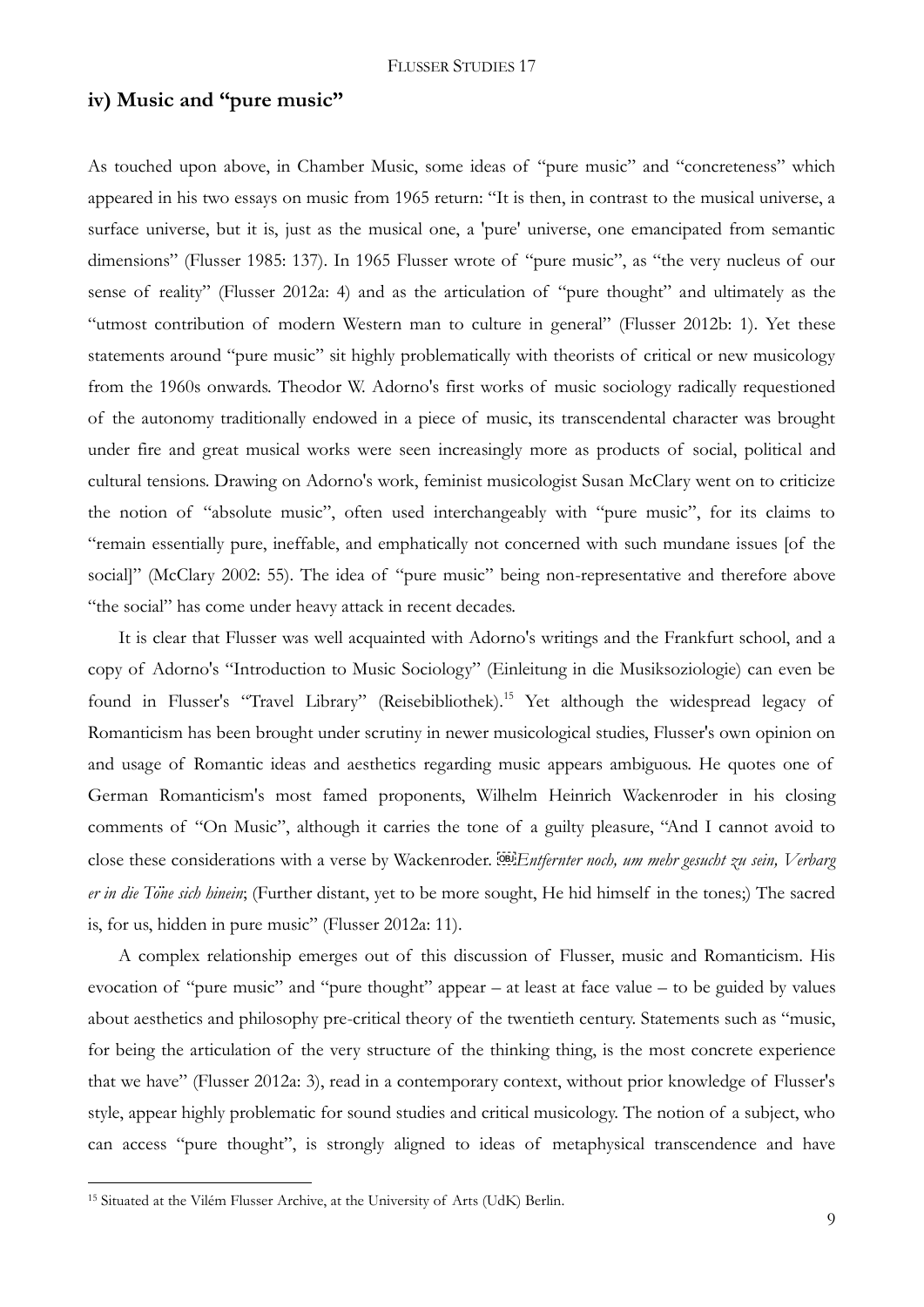## iv) Music and "pure music"

As touched upon above, in Chamber Music, some ideas of "pure music" and "concreteness" which appeared in his two essays on music from 1965 return: "It is then, in contrast to the musical universe, a surface universe, but it is, just as the musical one, a 'pure' universe, one emancipated from semantic dimensions" (Flusser 1985: 137). In 1965 Flusser wrote of "pure music", as "the very nucleus of our sense of reality" (Flusser 2012a: 4) and as the articulation of "pure thought" and ultimately as the "utmost contribution of modern Western man to culture in general" (Flusser 2012b: 1). Yet these statements around "pure music" sit highly problematically with theorists of critical or new musicology from the 1960s onwards. Theodor W. Adorno's first works of music sociology radically requestioned of the autonomy traditionally endowed in a piece of music, its transcendental character was brought under fire and great musical works were seen increasingly more as products of social, political and cultural tensions. Drawing on Adorno's work, feminist musicologist Susan McClary went on to criticize the notion of "absolute music", often used interchangeably with "pure music", for its claims to "remain essentially pure, ineffable, and emphatically not concerned with such mundane issues [of the social]" (McClary 2002: 55). The idea of "pure music" being non-representative and therefore above "the social" has come under heavy attack in recent decades.

It is clear that Flusser was well acquainted with Adorno's writings and the Frankfurt school, and a copy of Adorno's "Introduction to Music Sociology" (Einleitung in die Musiksoziologie) can even be found in Flusser's "Travel Library" (Reisebibliothek).[15] Yet although the widespread legacy of Romanticism has been brought under scrutiny in newer musicological studies, Flusser's own opinion on and usage of Romantic ideas and aesthetics regarding music appears ambiguous. He quotes one of German Romanticism's most famed proponents, Wilhelm Heinrich Wackenroder in his closing comments of "On Music", although it carries the tone of a guilty pleasure, "And I cannot avoid to close these considerations with a verse by Wackenroder. *Entfernter noch, um mehr gesucht zu sein, Verbarg er in die Töne sich hinein*; (Further distant, yet to be more sought, He hid himself in the tones;) The sacred is, for us, hidden in pure music" (Flusser 2012a: 11).

A complex relationship emerges out of this discussion of Flusser, music and Romanticism. His evocation of "pure music" and "pure thought" appear – at least at face value – to be guided by values about aesthetics and philosophy pre-critical theory of the twentieth century. Statements such as "music, for being the articulation of the very structure of the thinking thing, is the most concrete experience that we have" (Flusser 2012a: 3), read in a contemporary context, without prior knowledge of Flusser's style, appear highly problematic for sound studies and critical musicology. The notion of a subject, who can access "pure thought", is strongly aligned to ideas of metaphysical transcendence and have

[15] Situated at the Vilém Flusser Archive, at the University of Arts (UdK) Berlin.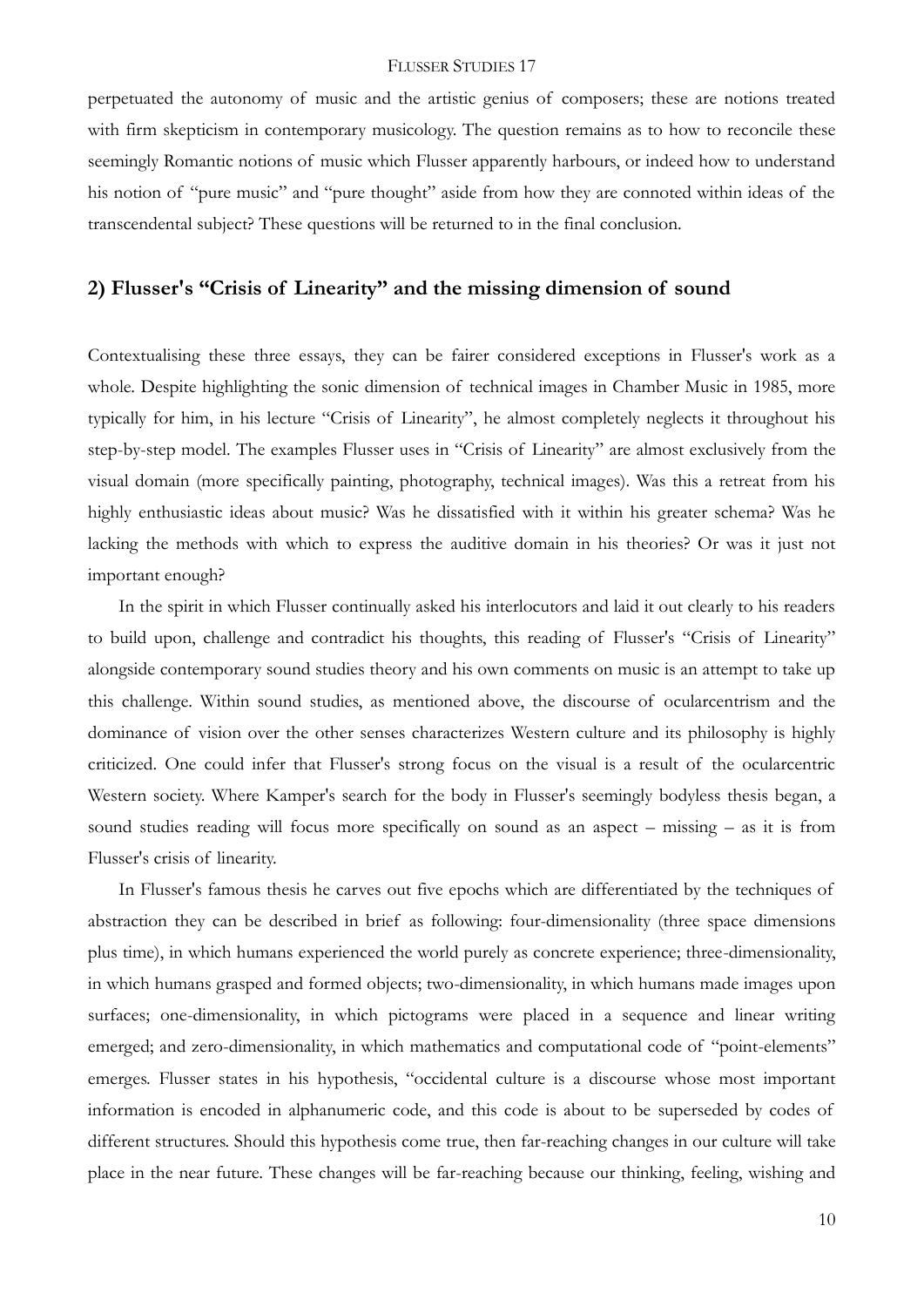perpetuated the autonomy of music and the artistic genius of composers; these are notions treated with firm skepticism in contemporary musicology. The question remains as to how to reconcile these seemingly Romantic notions of music which Flusser apparently harbours, or indeed how to understand his notion of "pure music" and "pure thought" aside from how they are connoted within ideas of the transcendental subject? These questions will be returned to in the final conclusion.

## 2) Flusser's "Crisis of Linearity" and the missing dimension of sound

Contextualising these three essays, they can be fairer considered exceptions in Flusser's work as a whole. Despite highlighting the sonic dimension of technical images in Chamber Music in 1985, more typically for him, in his lecture "Crisis of Linearity", he almost completely neglects it throughout his step-by-step model. The examples Flusser uses in "Crisis of Linearity" are almost exclusively from the visual domain (more specifically painting, photography, technical images). Was this a retreat from his highly enthusiastic ideas about music? Was he dissatisfied with it within his greater schema? Was he lacking the methods with which to express the auditive domain in his theories? Or was it just not important enough?

In the spirit in which Flusser continually asked his interlocutors and laid it out clearly to his readers to build upon, challenge and contradict his thoughts, this reading of Flusser's "Crisis of Linearity" alongside contemporary sound studies theory and his own comments on music is an attempt to take up this challenge. Within sound studies, as mentioned above, the discourse of ocularcentrism and the dominance of vision over the other senses characterizes Western culture and its philosophy is highly criticized. One could infer that Flusser's strong focus on the visual is a result of the ocularcentric Western society. Where Kamper's search for the body in Flusser's seemingly bodyless thesis began, a sound studies reading will focus more specifically on sound as an aspect – missing – as it is from Flusser's crisis of linearity.

In Flusser's famous thesis he carves out five epochs which are differentiated by the techniques of abstraction they can be described in brief as following: four-dimensionality (three space dimensions plus time), in which humans experienced the world purely as concrete experience; three-dimensionality, in which humans grasped and formed objects; two-dimensionality, in which humans made images upon surfaces; one-dimensionality, in which pictograms were placed in a sequence and linear writing emerged; and zero-dimensionality, in which mathematics and computational code of "point-elements" emerges. Flusser states in his hypothesis, "occidental culture is a discourse whose most important information is encoded in alphanumeric code, and this code is about to be superseded by codes of different structures. Should this hypothesis come true, then far-reaching changes in our culture will take place in the near future. These changes will be far-reaching because our thinking, feeling, wishing and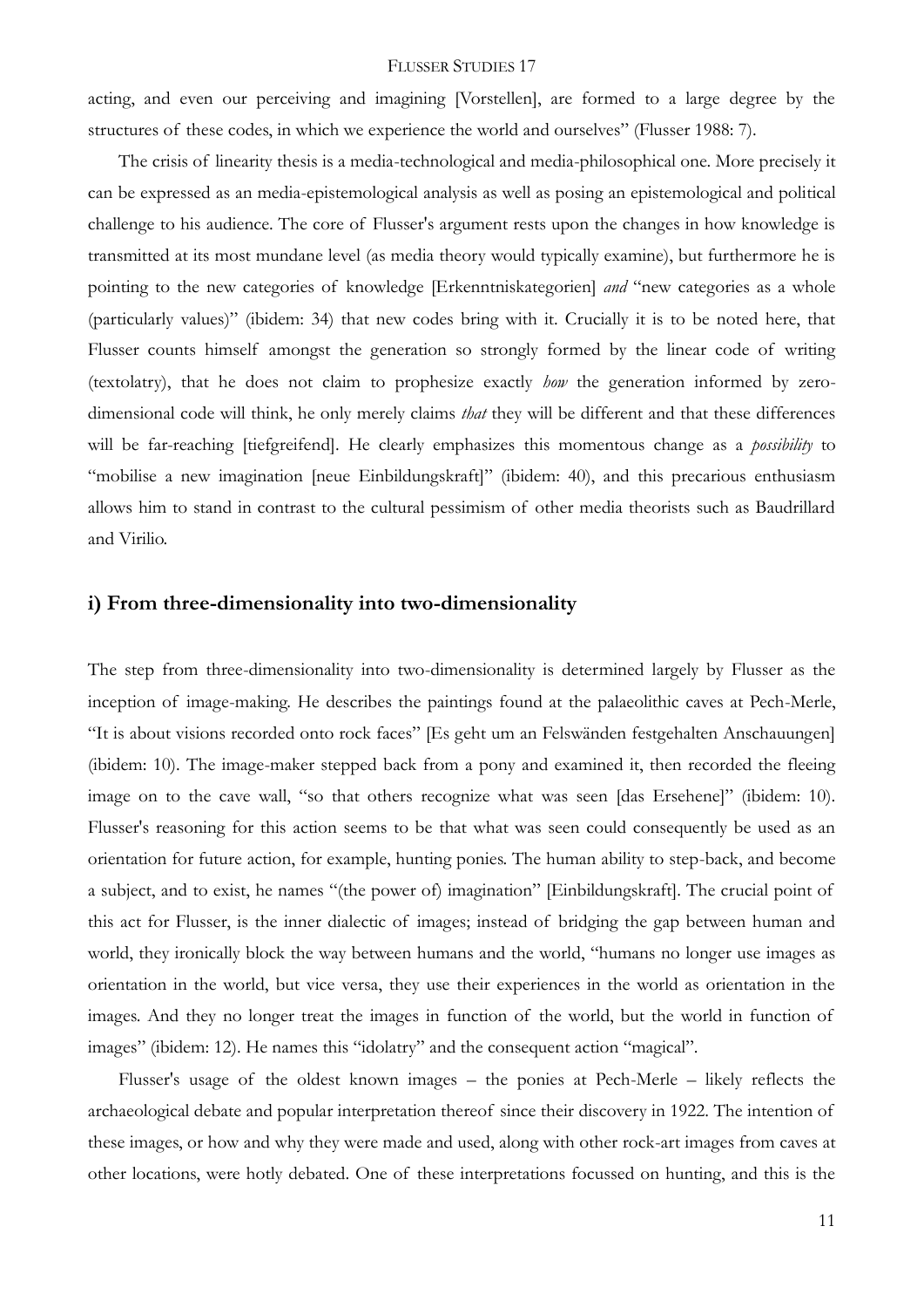acting, and even our perceiving and imagining [Vorstellen], are formed to a large degree by the structures of these codes, in which we experience the world and ourselves" (Flusser 1988: 7).

The crisis of linearity thesis is a media-technological and media-philosophical one. More precisely it can be expressed as an media-epistemological analysis as well as posing an epistemological and political challenge to his audience. The core of Flusser's argument rests upon the changes in how knowledge is transmitted at its most mundane level (as media theory would typically examine), but furthermore he is pointing to the new categories of knowledge [Erkenntniskategorien] *and* "new categories as a whole (particularly values)" (ibidem: 34) that new codes bring with it. Crucially it is to be noted here, that Flusser counts himself amongst the generation so strongly formed by the linear code of writing (textolatry), that he does not claim to prophesize exactly *how* the generation informed by zero-dimensional code will think, he only merely claims *that* they will be different and that these differences will be far-reaching [tiefgreifend]. He clearly emphasizes this momentous change as a *possibility* to "mobilise a new imagination [neue Einbildungskraft]" (ibidem: 40), and this precarious enthusiasm allows him to stand in contrast to the cultural pessimism of other media theorists such as Baudrillard and Virilio.

## i) From three-dimensionality into two-dimensionality

The step from three-dimensionality into two-dimensionality is determined largely by Flusser as the inception of image-making. He describes the paintings found at the palaeolithic caves at Pech-Merle, "It is about visions recorded onto rock faces" [Es geht um an Felswänden festgehalten Anschauungen] (ibidem: 10). The image-maker stepped back from a pony and examined it, then recorded the fleeing image on to the cave wall, "so that others recognize what was seen [das Ersehene]" (ibidem: 10). Flusser's reasoning for this action seems to be that what was seen could consequently be used as an orientation for future action, for example, hunting ponies. The human ability to step-back, and become a subject, and to exist, he names "(the power of) imagination" [Einbildungskraft]. The crucial point of this act for Flusser, is the inner dialectic of images; instead of bridging the gap between human and world, they ironically block the way between humans and the world, "humans no longer use images as orientation in the world, but vice versa, they use their experiences in the world as orientation in the images. And they no longer treat the images in function of the world, but the world in function of images" (ibidem: 12). He names this "idolatry" and the consequent action "magical".

Flusser's usage of the oldest known images – the ponies at Pech-Merle – likely reflects the archaeological debate and popular interpretation thereof since their discovery in 1922. The intention of these images, or how and why they were made and used, along with other rock-art images from caves at other locations, were hotly debated. One of these interpretations focussed on hunting, and this is the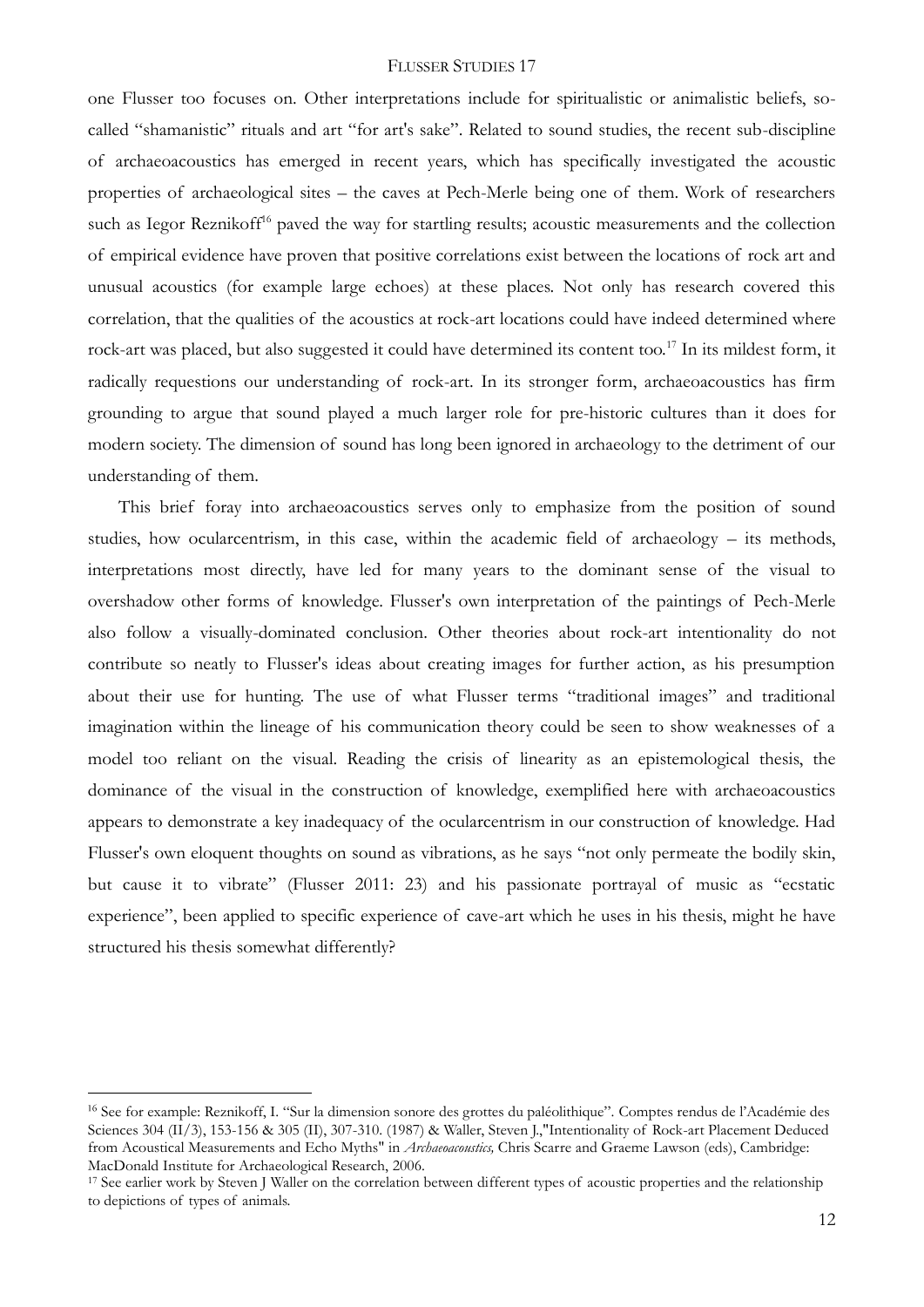one Flusser too focuses on. Other interpretations include for spiritualistic or animalistic beliefs, so-called "shamanistic" rituals and art "for art's sake". Related to sound studies, the recent sub-discipline of archaeoacoustics has emerged in recent years, which has specifically investigated the acoustic properties of archaeological sites – the caves at Pech-Merle being one of them. Work of researchers such as Iegor Reznikoff[16] paved the way for startling results; acoustic measurements and the collection of empirical evidence have proven that positive correlations exist between the locations of rock art and unusual acoustics (for example large echoes) at these places. Not only has research covered this correlation, that the qualities of the acoustics at rock-art locations could have indeed determined where rock-art was placed, but also suggested it could have determined its content too.[17] In its mildest form, it radically requestions our understanding of rock-art. In its stronger form, archaeoacoustics has firm grounding to argue that sound played a much larger role for pre-historic cultures than it does for modern society. The dimension of sound has long been ignored in archaeology to the detriment of our understanding of them.

This brief foray into archaeoacoustics serves only to emphasize from the position of sound studies, how ocularcentrism, in this case, within the academic field of archaeology – its methods, interpretations most directly, have led for many years to the dominant sense of the visual to overshadow other forms of knowledge. Flusser's own interpretation of the paintings of Pech-Merle also follow a visually-dominated conclusion. Other theories about rock-art intentionality do not contribute so neatly to Flusser's ideas about creating images for further action, as his presumption about their use for hunting. The use of what Flusser terms "traditional images" and traditional imagination within the lineage of his communication theory could be seen to show weaknesses of a model too reliant on the visual. Reading the crisis of linearity as an epistemological thesis, the dominance of the visual in the construction of knowledge, exemplified here with archaeoacoustics appears to demonstrate a key inadequacy of the ocularcentrism in our construction of knowledge. Had Flusser's own eloquent thoughts on sound as vibrations, as he says "not only permeate the bodily skin, but cause it to vibrate" (Flusser 2011: 23) and his passionate portrayal of music as "ecstatic experience", been applied to specific experience of cave-art which he uses in his thesis, might he have structured his thesis somewhat differently?

---

[16] See for example: Reznikoff, I. "Sur la dimension sonore des grottes du paléolithique". Comptes rendus de l'Académie des Sciences 304 (II/3), 153-156 & 305 (II), 307-310. (1987) & Waller, Steven J.,"Intentionality of Rock-art Placement Deduced from Acoustical Measurements and Echo Myths" in *Archaeoacoustics,* Chris Scarre and Graeme Lawson (eds), Cambridge: MacDonald Institute for Archaeological Research, 2006.

[17] See earlier work by Steven J Waller on the correlation between different types of acoustic properties and the relationship to depictions of types of animals.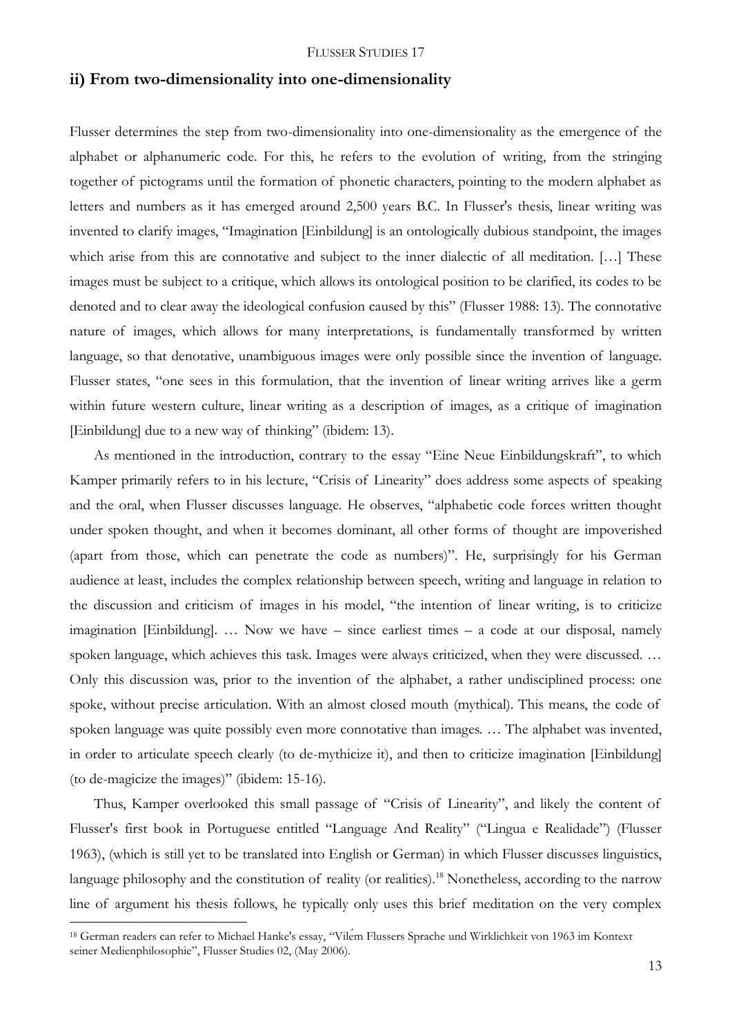## ii) From two-dimensionality into one-dimensionality

Flusser determines the step from two-dimensionality into one-dimensionality as the emergence of the alphabet or alphanumeric code. For this, he refers to the evolution of writing, from the stringing together of pictograms until the formation of phonetic characters, pointing to the modern alphabet as letters and numbers as it has emerged around 2,500 years B.C. In Flusser's thesis, linear writing was invented to clarify images, "Imagination [Einbildung] is an ontologically dubious standpoint, the images which arise from this are connotative and subject to the inner dialectic of all meditation. […] These images must be subject to a critique, which allows its ontological position to be clarified, its codes to be denoted and to clear away the ideological confusion caused by this" (Flusser 1988: 13). The connotative nature of images, which allows for many interpretations, is fundamentally transformed by written language, so that denotative, unambiguous images were only possible since the invention of language. Flusser states, "one sees in this formulation, that the invention of linear writing arrives like a germ within future western culture, linear writing as a description of images, as a critique of imagination [Einbildung] due to a new way of thinking" (ibidem: 13).

As mentioned in the introduction, contrary to the essay "Eine Neue Einbildungskraft", to which Kamper primarily refers to in his lecture, "Crisis of Linearity" does address some aspects of speaking and the oral, when Flusser discusses language. He observes, "alphabetic code forces written thought under spoken thought, and when it becomes dominant, all other forms of thought are impoverished (apart from those, which can penetrate the code as numbers)". He, surprisingly for his German audience at least, includes the complex relationship between speech, writing and language in relation to the discussion and criticism of images in his model, "the intention of linear writing, is to criticize imagination [Einbildung]. … Now we have – since earliest times – a code at our disposal, namely spoken language, which achieves this task. Images were always criticized, when they were discussed. … Only this discussion was, prior to the invention of the alphabet, a rather undisciplined process: one spoke, without precise articulation. With an almost closed mouth (mythical). This means, the code of spoken language was quite possibly even more connotative than images. … The alphabet was invented, in order to articulate speech clearly (to de-mythicize it), and then to criticize imagination [Einbildung] (to de-magicize the images)" (ibidem: 15-16).

Thus, Kamper overlooked this small passage of "Crisis of Linearity", and likely the content of Flusser's first book in Portuguese entitled "Language And Reality" ("Lingua e Realidade") (Flusser 1963), (which is still yet to be translated into English or German) in which Flusser discusses linguistics, language philosophy and the constitution of reality (or realities).[18] Nonetheless, according to the narrow line of argument his thesis follows, he typically only uses this brief meditation on the very complex

[18] German readers can refer to Michael Hanke's essay, "Vilém Flussers Sprache und Wirklichkeit von 1963 im Kontext seiner Medienphilosophie", Flusser Studies 02, (May 2006).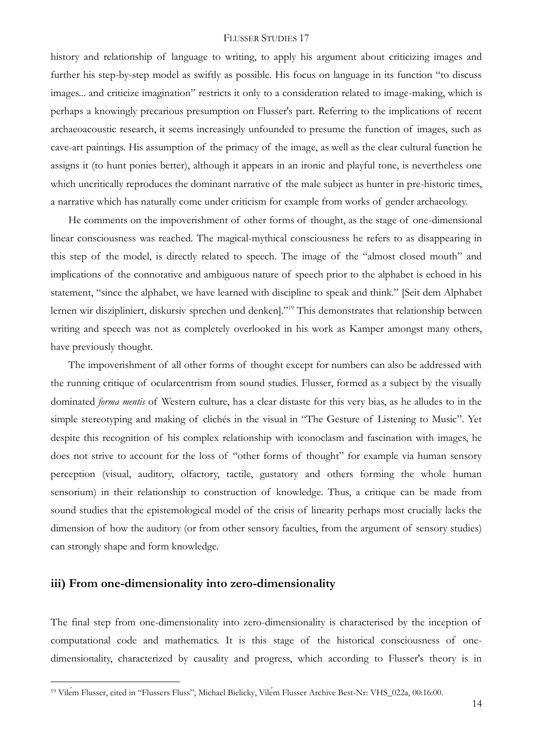history and relationship of language to writing, to apply his argument about criticizing images and further his step-by-step model as swiftly as possible. His focus on language in its function "to discuss images... and criticize imagination" restricts it only to a consideration related to image-making, which is perhaps a knowingly precarious presumption on Flusser's part. Referring to the implications of recent archaeoacoustic research, it seems increasingly unfounded to presume the function of images, such as cave-art paintings. His assumption of the primacy of the image, as well as the clear cultural function he assigns it (to hunt ponies better), although it appears in an ironic and playful tone, is nevertheless one which uncritically reproduces the dominant narrative of the male subject as hunter in pre-historic times, a narrative which has naturally come under criticism for example from works of gender archaeology.

He comments on the impoverishment of other forms of thought, as the stage of one-dimensional linear consciousness was reached. The magical-mythical consciousness he refers to as disappearing in this step of the model, is directly related to speech. The image of the "almost closed mouth" and implications of the connotative and ambiguous nature of speech prior to the alphabet is echoed in his statement, "since the alphabet, we have learned with discipline to speak and think." [Seit dem Alphabet lernen wir diszipliniert, diskursiv sprechen und denken]."[19] This demonstrates that relationship between writing and speech was not as completely overlooked in his work as Kamper amongst many others, have previously thought.

The impoverishment of all other forms of thought except for numbers can also be addressed with the running critique of ocularcentrism from sound studies. Flusser, formed as a subject by the visually dominated *forma mentis* of Western culture, has a clear distaste for this very bias, as he alludes to in the simple stereotyping and making of clichés in the visual in "The Gesture of Listening to Music". Yet despite this recognition of his complex relationship with iconoclasm and fascination with images, he does not strive to account for the loss of "other forms of thought" for example via human sensory perception (visual, auditory, olfactory, tactile, gustatory and others forming the whole human sensorium) in their relationship to construction of knowledge. Thus, a critique can be made from sound studies that the epistemological model of the crisis of linearity perhaps most crucially lacks the dimension of how the auditory (or from other sensory faculties, from the argument of sensory studies) can strongly shape and form knowledge.

### iii) From one-dimensionality into zero-dimensionality

The final step from one-dimensionality into zero-dimensionality is characterised by the inception of computational code and mathematics. It is this stage of the historical consciousness of one-dimensionality, characterized by causality and progress, which according to Flusser's theory is in

[19] Vilém Flusser, cited in "Flussers Fluss", Michael Bielicky, Vilém Flusser Archive Best-Nr: VHS_022a, 00:16:00.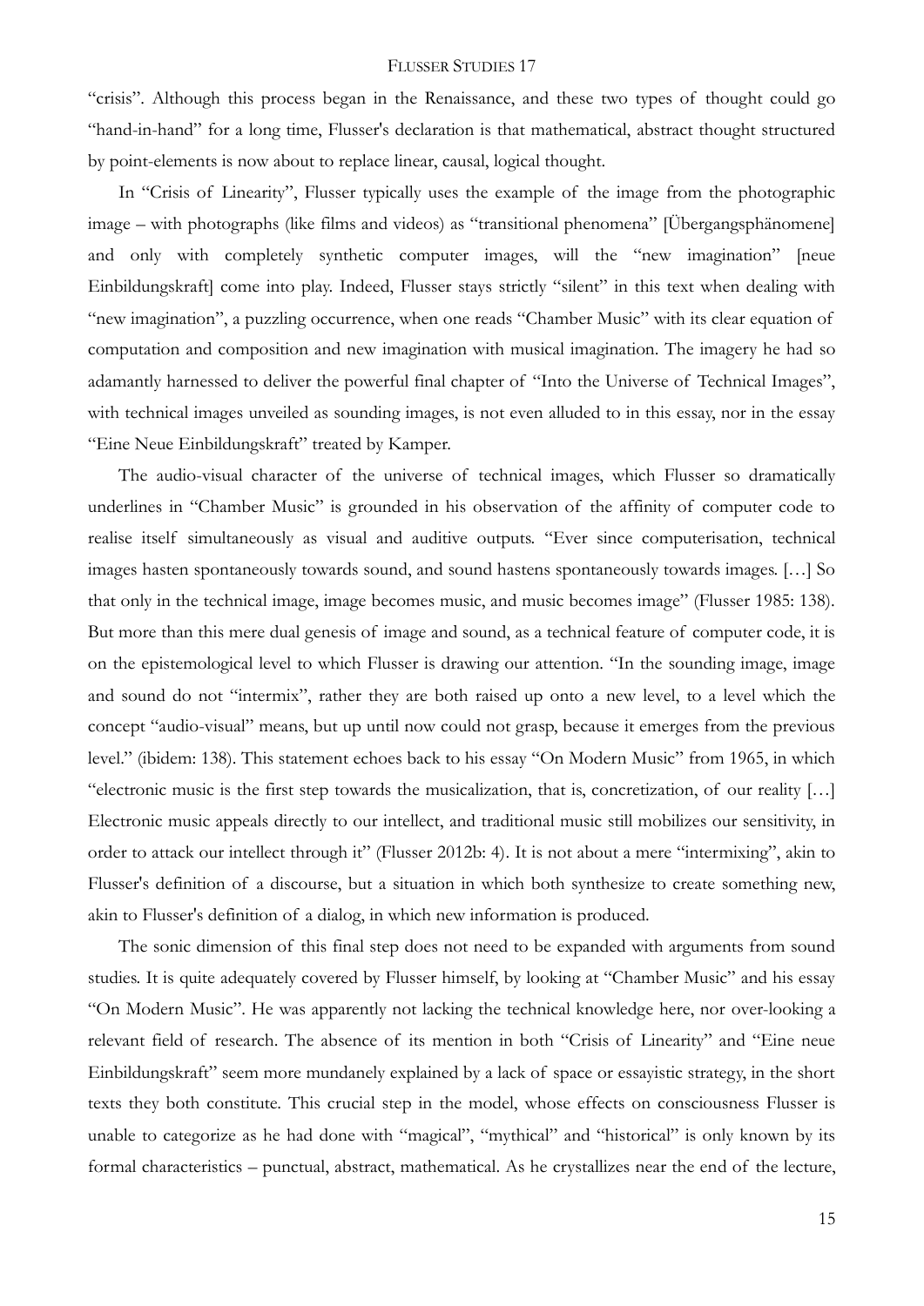"crisis". Although this process began in the Renaissance, and these two types of thought could go "hand-in-hand" for a long time, Flusser's declaration is that mathematical, abstract thought structured by point-elements is now about to replace linear, causal, logical thought.

In "Crisis of Linearity", Flusser typically uses the example of the image from the photographic image – with photographs (like films and videos) as "transitional phenomena" [Übergangsphänomene] and only with completely synthetic computer images, will the "new imagination" [neue Einbildungskraft] come into play. Indeed, Flusser stays strictly "silent" in this text when dealing with "new imagination", a puzzling occurrence, when one reads "Chamber Music" with its clear equation of computation and composition and new imagination with musical imagination. The imagery he had so adamantly harnessed to deliver the powerful final chapter of "Into the Universe of Technical Images", with technical images unveiled as sounding images, is not even alluded to in this essay, nor in the essay "Eine Neue Einbildungskraft" treated by Kamper.

The audio-visual character of the universe of technical images, which Flusser so dramatically underlines in "Chamber Music" is grounded in his observation of the affinity of computer code to realise itself simultaneously as visual and auditive outputs. "Ever since computerisation, technical images hasten spontaneously towards sound, and sound hastens spontaneously towards images. […] So that only in the technical image, image becomes music, and music becomes image" (Flusser 1985: 138). But more than this mere dual genesis of image and sound, as a technical feature of computer code, it is on the epistemological level to which Flusser is drawing our attention. "In the sounding image, image and sound do not "intermix", rather they are both raised up onto a new level, to a level which the concept "audio-visual" means, but up until now could not grasp, because it emerges from the previous level." (ibidem: 138). This statement echoes back to his essay "On Modern Music" from 1965, in which "electronic music is the first step towards the musicalization, that is, concretization, of our reality […] Electronic music appeals directly to our intellect, and traditional music still mobilizes our sensitivity, in order to attack our intellect through it" (Flusser 2012b: 4). It is not about a mere "intermixing", akin to Flusser's definition of a discourse, but a situation in which both synthesize to create something new, akin to Flusser's definition of a dialog, in which new information is produced.

The sonic dimension of this final step does not need to be expanded with arguments from sound studies. It is quite adequately covered by Flusser himself, by looking at "Chamber Music" and his essay "On Modern Music". He was apparently not lacking the technical knowledge here, nor over-looking a relevant field of research. The absence of its mention in both "Crisis of Linearity" and "Eine neue Einbildungskraft" seem more mundanely explained by a lack of space or essayistic strategy, in the short texts they both constitute. This crucial step in the model, whose effects on consciousness Flusser is unable to categorize as he had done with "magical", "mythical" and "historical" is only known by its formal characteristics – punctual, abstract, mathematical. As he crystallizes near the end of the lecture,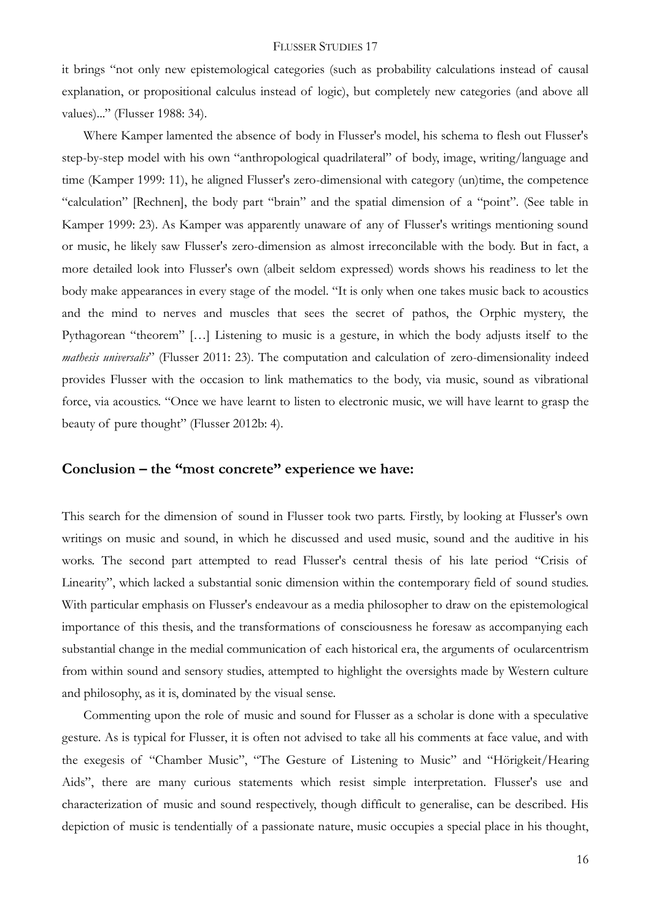it brings "not only new epistemological categories (such as probability calculations instead of causal explanation, or propositional calculus instead of logic), but completely new categories (and above all values)..." (Flusser 1988: 34).

Where Kamper lamented the absence of body in Flusser's model, his schema to flesh out Flusser's step-by-step model with his own "anthropological quadrilateral" of body, image, writing/language and time (Kamper 1999: 11), he aligned Flusser's zero-dimensional with category (un)time, the competence "calculation" [Rechnen], the body part "brain" and the spatial dimension of a "point". (See table in Kamper 1999: 23). As Kamper was apparently unaware of any of Flusser's writings mentioning sound or music, he likely saw Flusser's zero-dimension as almost irreconcilable with the body. But in fact, a more detailed look into Flusser's own (albeit seldom expressed) words shows his readiness to let the body make appearances in every stage of the model. "It is only when one takes music back to acoustics and the mind to nerves and muscles that sees the secret of pathos, the Orphic mystery, the Pythagorean "theorem" […] Listening to music is a gesture, in which the body adjusts itself to the *mathesis universalis*" (Flusser 2011: 23). The computation and calculation of zero-dimensionality indeed provides Flusser with the occasion to link mathematics to the body, via music, sound as vibrational force, via acoustics. "Once we have learnt to listen to electronic music, we will have learnt to grasp the beauty of pure thought" (Flusser 2012b: 4).

## Conclusion – the "most concrete" experience we have:

This search for the dimension of sound in Flusser took two parts. Firstly, by looking at Flusser's own writings on music and sound, in which he discussed and used music, sound and the auditive in his works. The second part attempted to read Flusser's central thesis of his late period "Crisis of Linearity", which lacked a substantial sonic dimension within the contemporary field of sound studies. With particular emphasis on Flusser's endeavour as a media philosopher to draw on the epistemological importance of this thesis, and the transformations of consciousness he foresaw as accompanying each substantial change in the medial communication of each historical era, the arguments of ocularcentrism from within sound and sensory studies, attempted to highlight the oversights made by Western culture and philosophy, as it is, dominated by the visual sense.

Commenting upon the role of music and sound for Flusser as a scholar is done with a speculative gesture. As is typical for Flusser, it is often not advised to take all his comments at face value, and with the exegesis of "Chamber Music", "The Gesture of Listening to Music" and "Hörigkeit/Hearing Aids", there are many curious statements which resist simple interpretation. Flusser's use and characterization of music and sound respectively, though difficult to generalise, can be described. His depiction of music is tendentially of a passionate nature, music occupies a special place in his thought,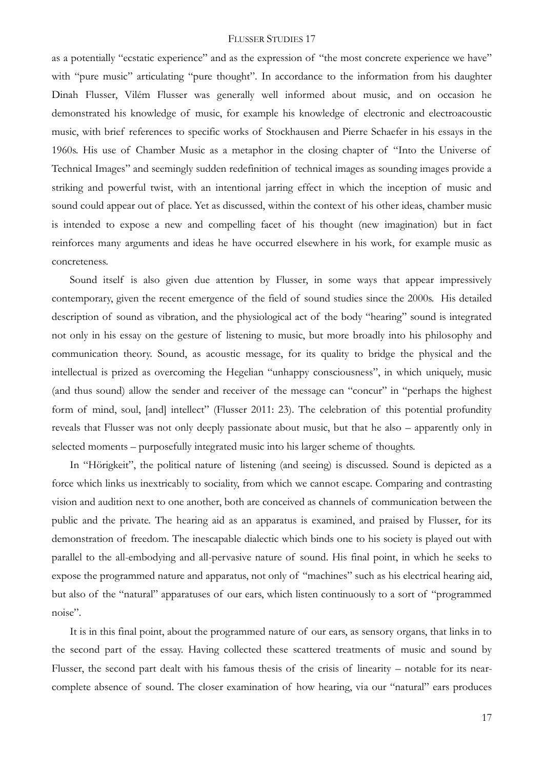as a potentially "ecstatic experience" and as the expression of "the most concrete experience we have" with "pure music" articulating "pure thought". In accordance to the information from his daughter Dinah Flusser, Vilém Flusser was generally well informed about music, and on occasion he demonstrated his knowledge of music, for example his knowledge of electronic and electroacoustic music, with brief references to specific works of Stockhausen and Pierre Schaefer in his essays in the 1960s. His use of Chamber Music as a metaphor in the closing chapter of "Into the Universe of Technical Images" and seemingly sudden redefinition of technical images as sounding images provide a striking and powerful twist, with an intentional jarring effect in which the inception of music and sound could appear out of place. Yet as discussed, within the context of his other ideas, chamber music is intended to expose a new and compelling facet of his thought (new imagination) but in fact reinforces many arguments and ideas he have occurred elsewhere in his work, for example music as concreteness.

Sound itself is also given due attention by Flusser, in some ways that appear impressively contemporary, given the recent emergence of the field of sound studies since the 2000s. His detailed description of sound as vibration, and the physiological act of the body "hearing" sound is integrated not only in his essay on the gesture of listening to music, but more broadly into his philosophy and communication theory. Sound, as acoustic message, for its quality to bridge the physical and the intellectual is prized as overcoming the Hegelian "unhappy consciousness", in which uniquely, music (and thus sound) allow the sender and receiver of the message can "concur" in "perhaps the highest form of mind, soul, [and] intellect" (Flusser 2011: 23). The celebration of this potential profundity reveals that Flusser was not only deeply passionate about music, but that he also – apparently only in selected moments – purposefully integrated music into his larger scheme of thoughts.

In "Hörigkeit", the political nature of listening (and seeing) is discussed. Sound is depicted as a force which links us inextricably to sociality, from which we cannot escape. Comparing and contrasting vision and audition next to one another, both are conceived as channels of communication between the public and the private. The hearing aid as an apparatus is examined, and praised by Flusser, for its demonstration of freedom. The inescapable dialectic which binds one to his society is played out with parallel to the all-embodying and all-pervasive nature of sound. His final point, in which he seeks to expose the programmed nature and apparatus, not only of "machines" such as his electrical hearing aid, but also of the "natural" apparatuses of our ears, which listen continuously to a sort of "programmed noise".

It is in this final point, about the programmed nature of our ears, as sensory organs, that links in to the second part of the essay. Having collected these scattered treatments of music and sound by Flusser, the second part dealt with his famous thesis of the crisis of linearity – notable for its near-complete absence of sound. The closer examination of how hearing, via our "natural" ears produces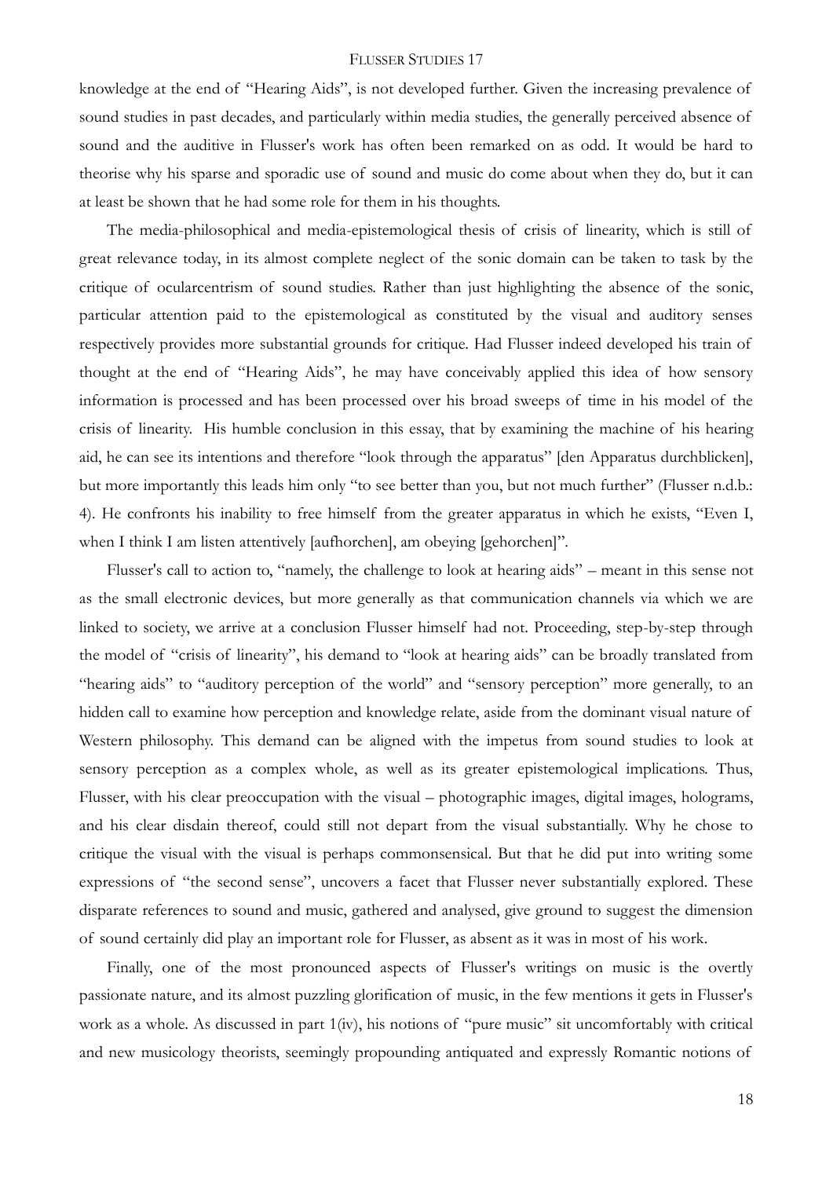knowledge at the end of "Hearing Aids", is not developed further. Given the increasing prevalence of sound studies in past decades, and particularly within media studies, the generally perceived absence of sound and the auditive in Flusser's work has often been remarked on as odd. It would be hard to theorise why his sparse and sporadic use of sound and music do come about when they do, but it can at least be shown that he had some role for them in his thoughts.

The media-philosophical and media-epistemological thesis of crisis of linearity, which is still of great relevance today, in its almost complete neglect of the sonic domain can be taken to task by the critique of ocularcentrism of sound studies. Rather than just highlighting the absence of the sonic, particular attention paid to the epistemological as constituted by the visual and auditory senses respectively provides more substantial grounds for critique. Had Flusser indeed developed his train of thought at the end of "Hearing Aids", he may have conceivably applied this idea of how sensory information is processed and has been processed over his broad sweeps of time in his model of the crisis of linearity. His humble conclusion in this essay, that by examining the machine of his hearing aid, he can see its intentions and therefore "look through the apparatus" [den Apparatus durchblicken], but more importantly this leads him only "to see better than you, but not much further" (Flusser n.d.b.: 4). He confronts his inability to free himself from the greater apparatus in which he exists, "Even I, when I think I am listen attentively [aufhorchen], am obeying [gehorchen]".

Flusser's call to action to, "namely, the challenge to look at hearing aids" – meant in this sense not as the small electronic devices, but more generally as that communication channels via which we are linked to society, we arrive at a conclusion Flusser himself had not. Proceeding, step-by-step through the model of "crisis of linearity", his demand to "look at hearing aids" can be broadly translated from "hearing aids" to "auditory perception of the world" and "sensory perception" more generally, to an hidden call to examine how perception and knowledge relate, aside from the dominant visual nature of Western philosophy. This demand can be aligned with the impetus from sound studies to look at sensory perception as a complex whole, as well as its greater epistemological implications. Thus, Flusser, with his clear preoccupation with the visual – photographic images, digital images, holograms, and his clear disdain thereof, could still not depart from the visual substantially. Why he chose to critique the visual with the visual is perhaps commonsensical. But that he did put into writing some expressions of "the second sense", uncovers a facet that Flusser never substantially explored. These disparate references to sound and music, gathered and analysed, give ground to suggest the dimension of sound certainly did play an important role for Flusser, as absent as it was in most of his work.

Finally, one of the most pronounced aspects of Flusser's writings on music is the overtly passionate nature, and its almost puzzling glorification of music, in the few mentions it gets in Flusser's work as a whole. As discussed in part 1(iv), his notions of "pure music" sit uncomfortably with critical and new musicology theorists, seemingly propounding antiquated and expressly Romantic notions of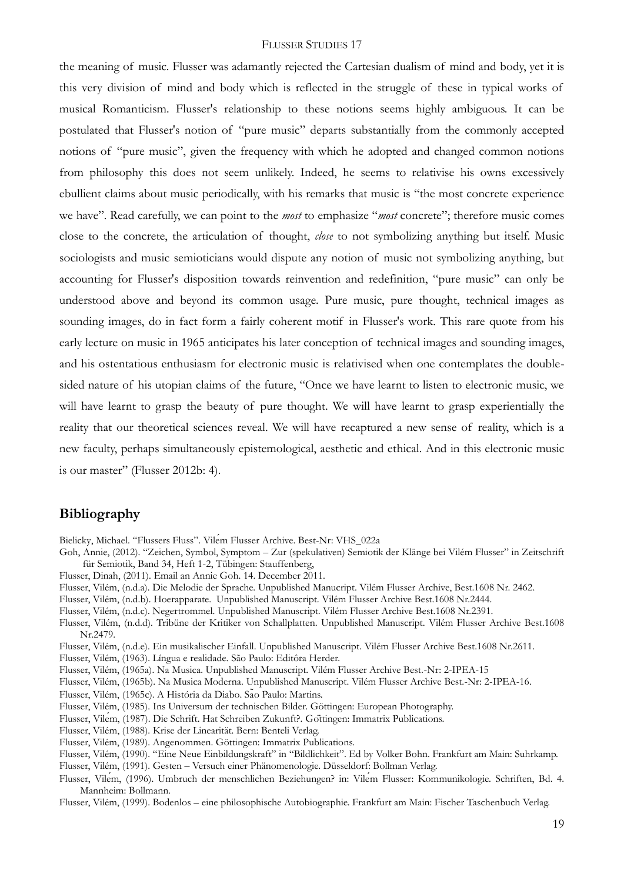the meaning of music. Flusser was adamantly rejected the Cartesian dualism of mind and body, yet it is this very division of mind and body which is reflected in the struggle of these in typical works of musical Romanticism. Flusser's relationship to these notions seems highly ambiguous. It can be postulated that Flusser's notion of "pure music" departs substantially from the commonly accepted notions of "pure music", given the frequency with which he adopted and changed common notions from philosophy this does not seem unlikely. Indeed, he seems to relativise his owns excessively ebullient claims about music periodically, with his remarks that music is "the most concrete experience we have". Read carefully, we can point to the *most* to emphasize "*most* concrete"; therefore music comes close to the concrete, the articulation of thought, *close* to not symbolizing anything but itself. Music sociologists and music semioticians would dispute any notion of music not symbolizing anything, but accounting for Flusser's disposition towards reinvention and redefinition, "pure music" can only be understood above and beyond its common usage. Pure music, pure thought, technical images as sounding images, do in fact form a fairly coherent motif in Flusser's work. This rare quote from his early lecture on music in 1965 anticipates his later conception of technical images and sounding images, and his ostentatious enthusiasm for electronic music is relativised when one contemplates the double-sided nature of his utopian claims of the future, "Once we have learnt to listen to electronic music, we will have learnt to grasp the beauty of pure thought. We will have learnt to grasp experientially the reality that our theoretical sciences reveal. We will have recaptured a new sense of reality, which is a new faculty, perhaps simultaneously epistemological, aesthetic and ethical. And in this electronic music is our master" (Flusser 2012b: 4).

## Bibliography

Bielicky, Michael. "Flussers Fluss". Vilém Flusser Archive. Best-Nr: VHS_022a

Goh, Annie, (2012). "Zeichen, Symbol, Symptom – Zur (spekulativen) Semiotik der Klänge bei Vilém Flusser" in Zeitschrift für Semiotik, Band 34, Heft 1-2, Tübingen: Stauffenberg,

Flusser, Dinah, (2011). Email an Annie Goh. 14. December 2011.

Flusser, Vilém, (n.d.a). Die Melodie der Sprache. Unpublished Manucript. Vilém Flusser Archive, Best.1608 Nr. 2462.

Flusser, Vilém, (n.d.b). Hoerapparate. Unpublished Manuscript. Vilém Flusser Archive Best.1608 Nr.2444.

Flusser, Vilém, (n.d.c). Negertrommel. Unpublished Manuscript. Vilém Flusser Archive Best.1608 Nr.2391.

Flusser, Vilém, (n.d.d). Tribüne der Kritiker von Schallplatten. Unpublished Manuscript. Vilém Flusser Archive Best.1608 Nr.2479.

Flusser, Vilém, (n.d.e). Ein musikalischer Einfall. Unpublished Manuscript. Vilém Flusser Archive Best.1608 Nr.2611.

Flusser, Vilém, (1963). Língua e realidade. São Paulo: Editôra Herder.

Flusser, Vilém, (1965a). Na Musica. Unpublished Manuscript. Vilém Flusser Archive Best.-Nr: 2-IPEA-15

Flusser, Vilém, (1965b). Na Musica Moderna. Unpublished Manuscript. Vilém Flusser Archive Best.-Nr: 2-IPEA-16.

Flusser, Vilém, (1965c). A História da Diabo. São Paulo: Martins.

Flusser, Vilém, (1985). Ins Universum der technischen Bilder. Göttingen: European Photography.

Flusser, Vilém, (1987). Die Schrift. Hat Schreiben Zukunft?. Göttingen: Immatrix Publications.

Flusser, Vilém, (1988). Krise der Linearität. Bern: Benteli Verlag.

Flusser, Vilém, (1989). Angenommen. Göttingen: Immatrix Publications.

Flusser, Vilém, (1990). "Eine Neue Einbildungskraft" in "Bildlichkeit". Ed by Volker Bohn. Frankfurt am Main: Suhrkamp.

Flusser, Vilém, (1991). Gesten – Versuch einer Phänomenologie. Düsseldorf: Bollman Verlag.

Flusser, Vilém, (1996). Umbruch der menschlichen Beziehungen? in: Vilém Flusser: Kommunikologie. Schriften, Bd. 4. Mannheim: Bollmann.

Flusser, Vilém, (1999). Bodenlos – eine philosophische Autobiographie. Frankfurt am Main: Fischer Taschenbuch Verlag.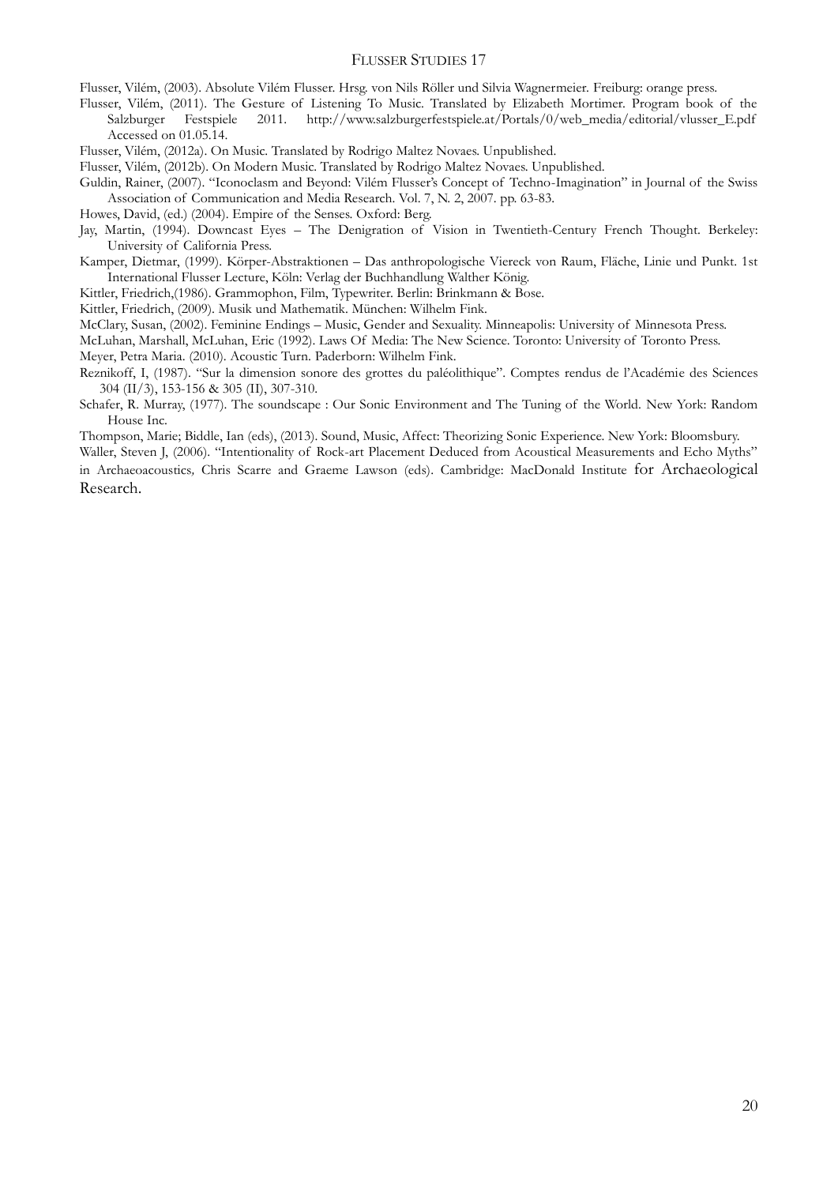Flusser, Vilém, (2003). Absolute Vilém Flusser. Hrsg. von Nils Röller und Silvia Wagnermeier. Freiburg: orange press.

Flusser, Vilém, (2011). The Gesture of Listening To Music. Translated by Elizabeth Mortimer. Program book of the Salzburger Festspiele 2011. http://www.salzburgerfestspiele.at/Portals/0/web_media/editorial/vlusser_E.pdf Accessed on 01.05.14.

Flusser, Vilém, (2012a). On Music. Translated by Rodrigo Maltez Novaes. Unpublished.

Flusser, Vilém, (2012b). On Modern Music. Translated by Rodrigo Maltez Novaes. Unpublished.

Guldin, Rainer, (2007). "Iconoclasm and Beyond: Vilém Flusser's Concept of Techno-Imagination" in Journal of the Swiss Association of Communication and Media Research. Vol. 7, N. 2, 2007. pp. 63-83.

Howes, David, (ed.) (2004). Empire of the Senses. Oxford: Berg.

Jay, Martin, (1994). Downcast Eyes – The Denigration of Vision in Twentieth-Century French Thought. Berkeley: University of California Press.

Kamper, Dietmar, (1999). Körper-Abstraktionen – Das anthropologische Viereck von Raum, Fläche, Linie und Punkt. 1st International Flusser Lecture, Köln: Verlag der Buchhandlung Walther König.

Kittler, Friedrich,(1986). Grammophon, Film, Typewriter. Berlin: Brinkmann & Bose.

Kittler, Friedrich, (2009). Musik und Mathematik. München: Wilhelm Fink.

McClary, Susan, (2002). Feminine Endings – Music, Gender and Sexuality. Minneapolis: University of Minnesota Press.

McLuhan, Marshall, McLuhan, Eric (1992). Laws Of Media: The New Science. Toronto: University of Toronto Press.

Meyer, Petra Maria. (2010). Acoustic Turn. Paderborn: Wilhelm Fink.

Reznikoff, I, (1987). "Sur la dimension sonore des grottes du paléolithique". Comptes rendus de l'Académie des Sciences 304 (II/3), 153-156 & 305 (II), 307-310.

Schafer, R. Murray, (1977). The soundscape : Our Sonic Environment and The Tuning of the World. New York: Random House Inc.

Thompson, Marie; Biddle, Ian (eds), (2013). Sound, Music, Affect: Theorizing Sonic Experience. New York: Bloomsbury.

Waller, Steven J, (2006). "Intentionality of Rock-art Placement Deduced from Acoustical Measurements and Echo Myths" in Archaeoacoustics, Chris Scarre and Graeme Lawson (eds). Cambridge: MacDonald Institute for Archaeological Research.